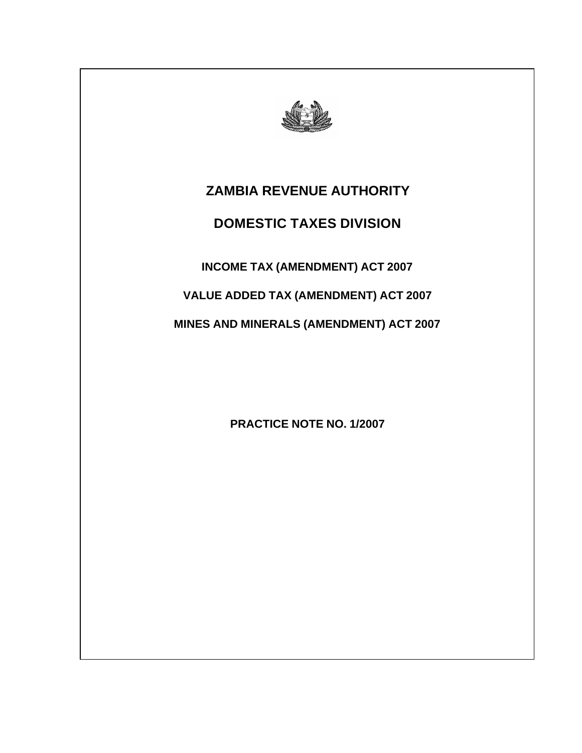# ZAMBIA REVENUE AUTHORITY

## DOMESTIC TAXES DIVISION

**INCOME TAX (AMENDMENT) ACT 2007**

**VALUE ADDED TAX (AMENDMENT) ACT 2007**

**MINES AND MINERALS (AMENDMENT) ACT 2007**

**PRACTICE NOTE NO. 1/2007**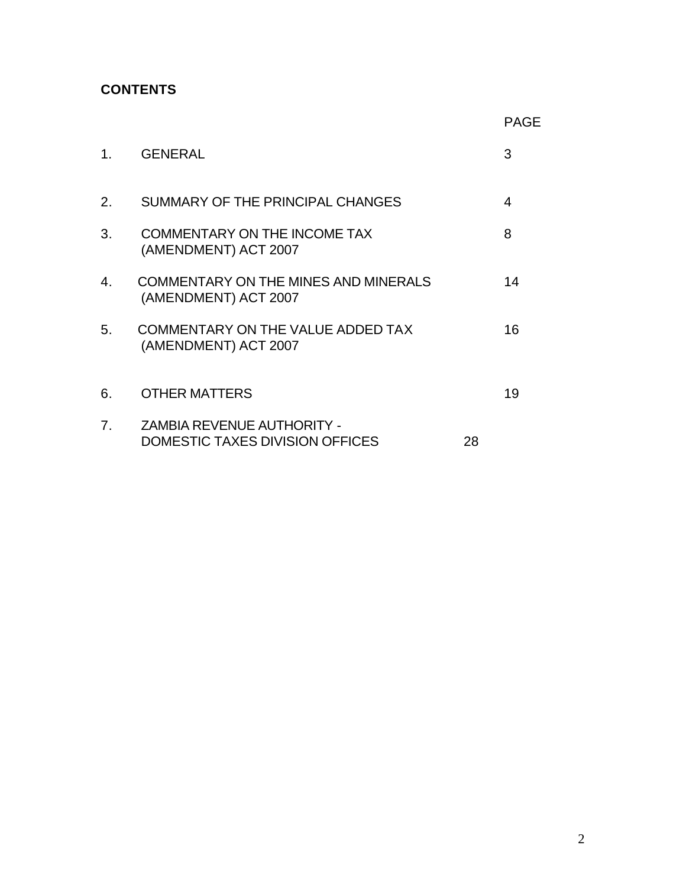**CONTENTS**

| | | PAGE |
|---|---|---|
| 1. | GENERAL | 3 |
| 2. | SUMMARY OF THE PRINCIPAL CHANGES | 4 |
| 3. | COMMENTARY ON THE INCOME TAX (AMENDMENT) ACT 2007 | 8 |
| 4. | COMMENTARY ON THE MINES AND MINERALS (AMENDMENT) ACT 2007 | 14 |
| 5. | COMMENTARY ON THE VALUE ADDED TAX (AMENDMENT) ACT 2007 | 16 |
| 6. | OTHER MATTERS | 19 |
| 7. | ZAMBIA REVENUE AUTHORITY - DOMESTIC TAXES DIVISION OFFICES | 28 |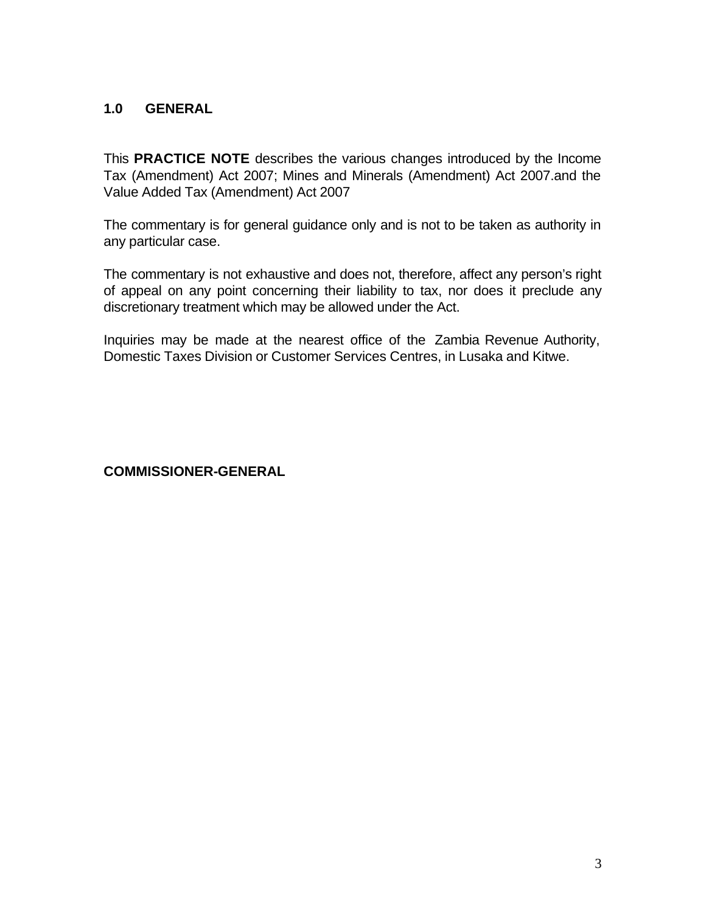## 1.0 GENERAL

This **PRACTICE NOTE** describes the various changes introduced by the Income Tax (Amendment) Act 2007; Mines and Minerals (Amendment) Act 2007.and the Value Added Tax (Amendment) Act 2007

The commentary is for general guidance only and is not to be taken as authority in any particular case.

The commentary is not exhaustive and does not, therefore, affect any person's right of appeal on any point concerning their liability to tax, nor does it preclude any discretionary treatment which may be allowed under the Act.

Inquiries may be made at the nearest office of the Zambia Revenue Authority, Domestic Taxes Division or Customer Services Centres, in Lusaka and Kitwe.

**COMMISSIONER-GENERAL**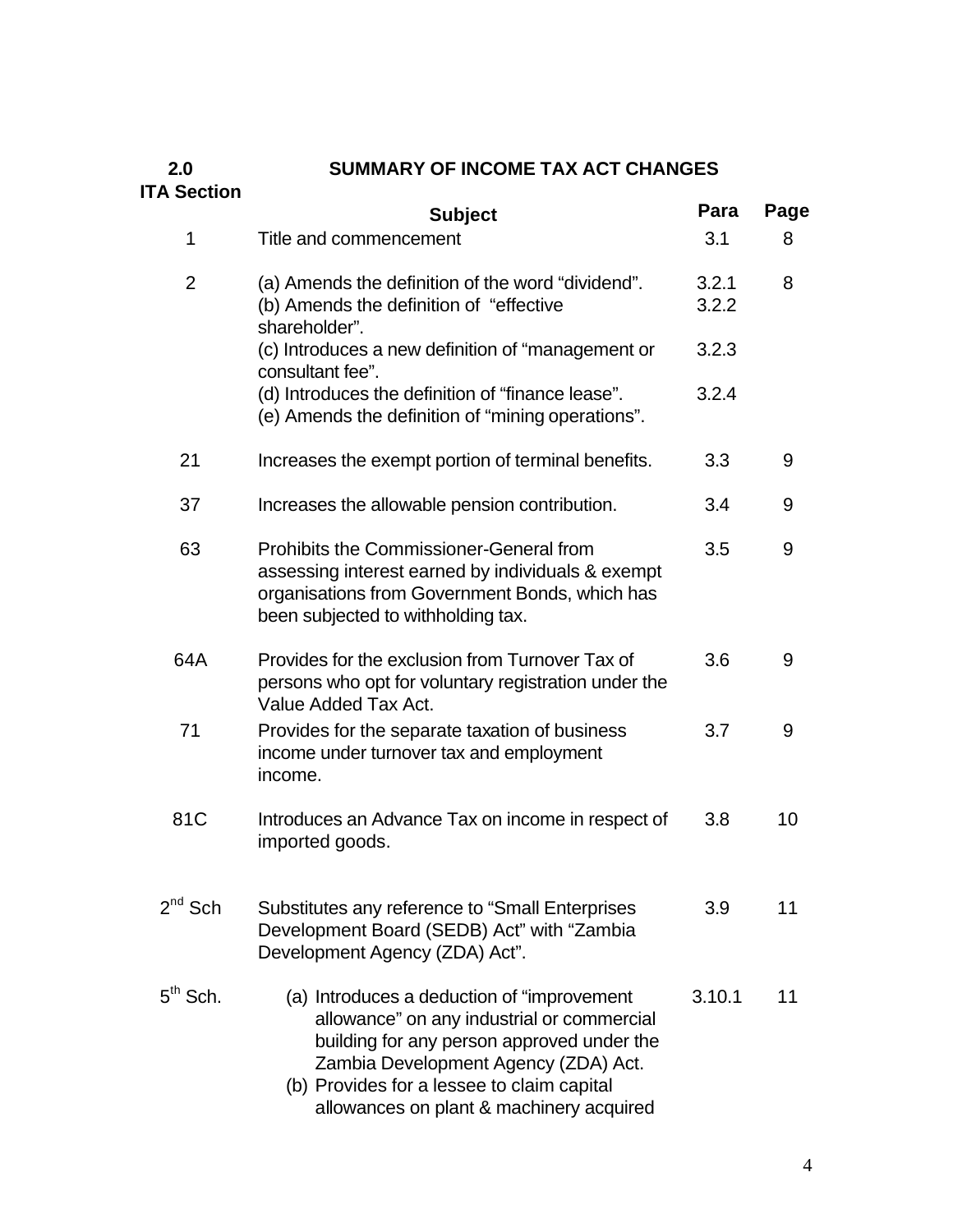## 2.0 SUMMARY OF INCOME TAX ACT CHANGES

| ITA Section | Subject | Para | Page |
|---|---|---|---|
| 1 | Title and commencement | 3.1 | 8 |
| 2 | (a) Amends the definition of the word "dividend". | 3.2.1 | 8 |
| | (b) Amends the definition of "effective shareholder". | 3.2.2 | |
| | (c) Introduces a new definition of "management or consultant fee". | 3.2.3 | |
| | (d) Introduces the definition of "finance lease". | 3.2.4 | |
| | (e) Amends the definition of "mining operations". | | |
| 21 | Increases the exempt portion of terminal benefits. | 3.3 | 9 |
| 37 | Increases the allowable pension contribution. | 3.4 | 9 |
| 63 | Prohibits the Commissioner-General from assessing interest earned by individuals & exempt organisations from Government Bonds, which has been subjected to withholding tax. | 3.5 | 9 |
| 64A | Provides for the exclusion from Turnover Tax of persons who opt for voluntary registration under the Value Added Tax Act. | 3.6 | 9 |
| 71 | Provides for the separate taxation of business income under turnover tax and employment income. | 3.7 | 9 |
| 81C | Introduces an Advance Tax on income in respect of imported goods. | 3.8 | 10 |
| 2nd Sch | Substitutes any reference to "Small Enterprises Development Board (SEDB) Act" with "Zambia Development Agency (ZDA) Act". | 3.9 | 11 |
| 5th Sch. | (a) Introduces a deduction of "improvement allowance" on any industrial or commercial building for any person approved under the Zambia Development Agency (ZDA) Act. | 3.10.1 | 11 |
| | (b) Provides for a lessee to claim capital allowances on plant & machinery acquired | | |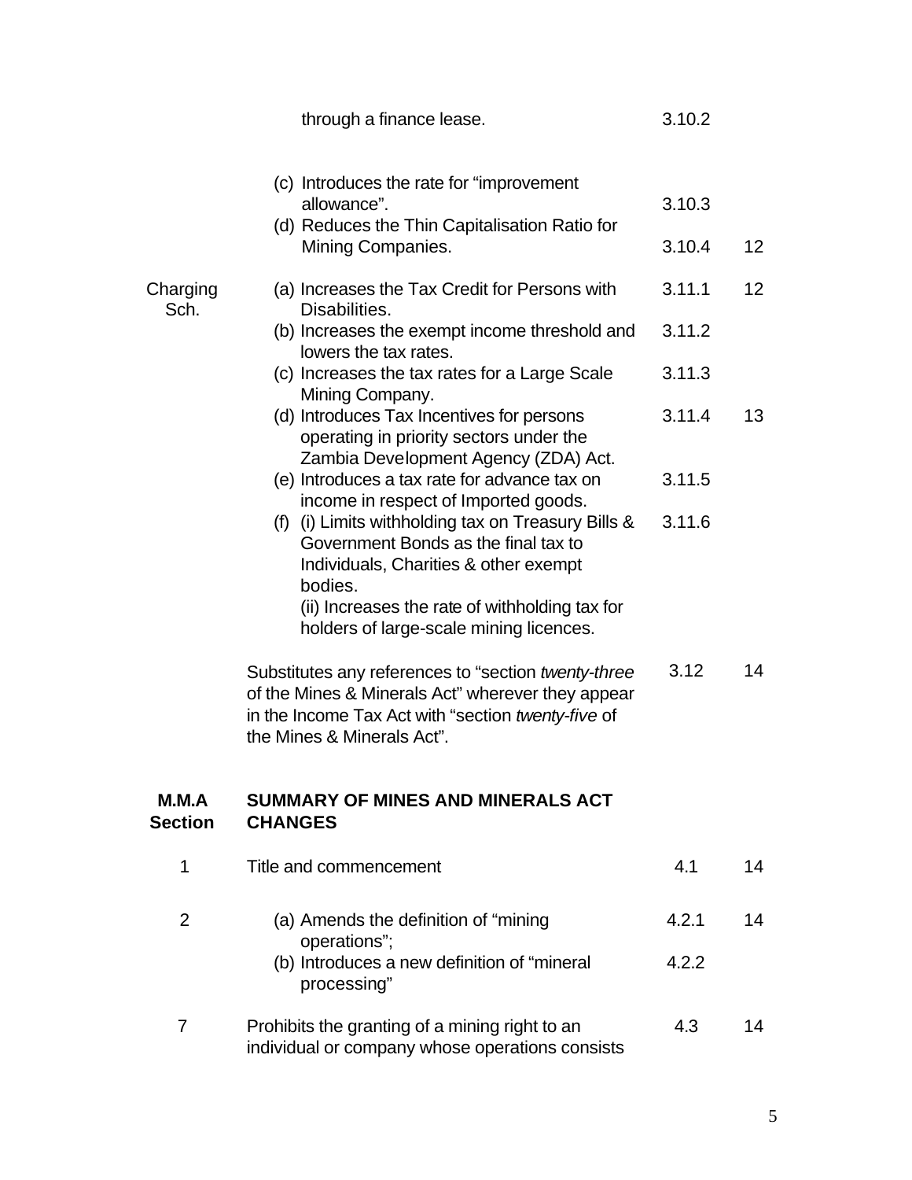| | | | |
|---|---|---|---|
| | through a finance lease. | 3.10.2 | |
| | (c) Introduces the rate for "improvement allowance". | 3.10.3 | |
| | (d) Reduces the Thin Capitalisation Ratio for Mining Companies. | 3.10.4 | 12 |
| Charging Sch. | (a) Increases the Tax Credit for Persons with Disabilities. | 3.11.1 | 12 |
| | (b) Increases the exempt income threshold and lowers the tax rates. | 3.11.2 | |
| | (c) Increases the tax rates for a Large Scale Mining Company. | 3.11.3 | |
| | (d) Introduces Tax Incentives for persons operating in priority sectors under the Zambia Development Agency (ZDA) Act. | 3.11.4 | 13 |
| | (e) Introduces a tax rate for advance tax on income in respect of Imported goods. | 3.11.5 | |
| | (f) (i) Limits withholding tax on Treasury Bills & Government Bonds as the final tax to Individuals, Charities & other exempt bodies. (ii) Increases the rate of withholding tax for holders of large-scale mining licences. | 3.11.6 | |
| | Substitutes any references to "section *twenty-three* of the Mines & Minerals Act" wherever they appear in the Income Tax Act with "section *twenty-five* of the Mines & Minerals Act". | 3.12 | 14 |
| **M.M.A Section** | **SUMMARY OF MINES AND MINERALS ACT CHANGES** | | |
| 1 | Title and commencement | 4.1 | 14 |
| 2 | (a) Amends the definition of "mining operations"; | 4.2.1 | 14 |
| | (b) Introduces a new definition of "mineral processing" | 4.2.2 | |
| 7 | Prohibits the granting of a mining right to an individual or company whose operations consists | 4.3 | 14 |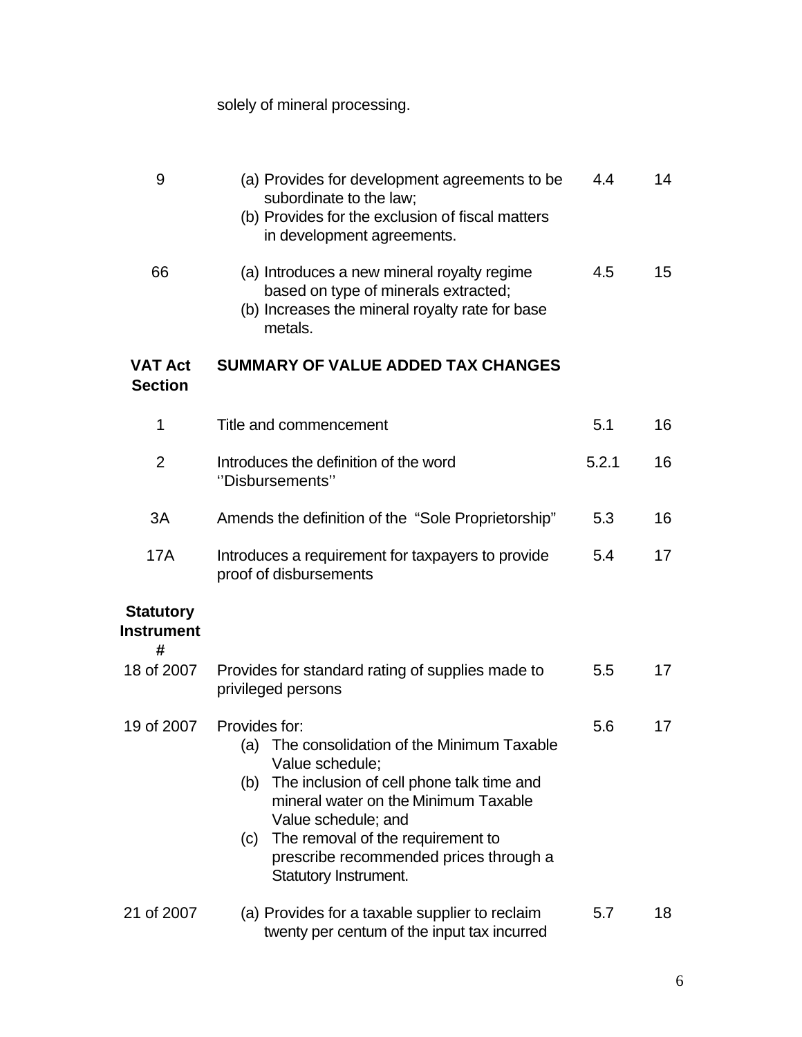solely of mineral processing.

| | | | |
|---|---|---|---|
| 9 | (a) Provides for development agreements to be subordinate to the law;<br>(b) Provides for the exclusion of fiscal matters in development agreements. | 4.4 | 14 |
| 66 | (a) Introduces a new mineral royalty regime based on type of minerals extracted;<br>(b) Increases the mineral royalty rate for base metals. | 4.5 | 15 |
| **VAT Act Section** | **SUMMARY OF VALUE ADDED TAX CHANGES** | | |
| 1 | Title and commencement | 5.1 | 16 |
| 2 | Introduces the definition of the word ''Disbursements'' | 5.2.1 | 16 |
| 3A | Amends the definition of the "Sole Proprietorship" | 5.3 | 16 |
| 17A | Introduces a requirement for taxpayers to provide proof of disbursements | 5.4 | 17 |
| **Statutory Instrument #** | | | |
| 18 of 2007 | Provides for standard rating of supplies made to privileged persons | 5.5 | 17 |
| 19 of 2007 | Provides for:<br>(a) The consolidation of the Minimum Taxable Value schedule;<br>(b) The inclusion of cell phone talk time and mineral water on the Minimum Taxable Value schedule; and<br>(c) The removal of the requirement to prescribe recommended prices through a Statutory Instrument. | 5.6 | 17 |
| 21 of 2007 | (a) Provides for a taxable supplier to reclaim twenty per centum of the input tax incurred | 5.7 | 18 |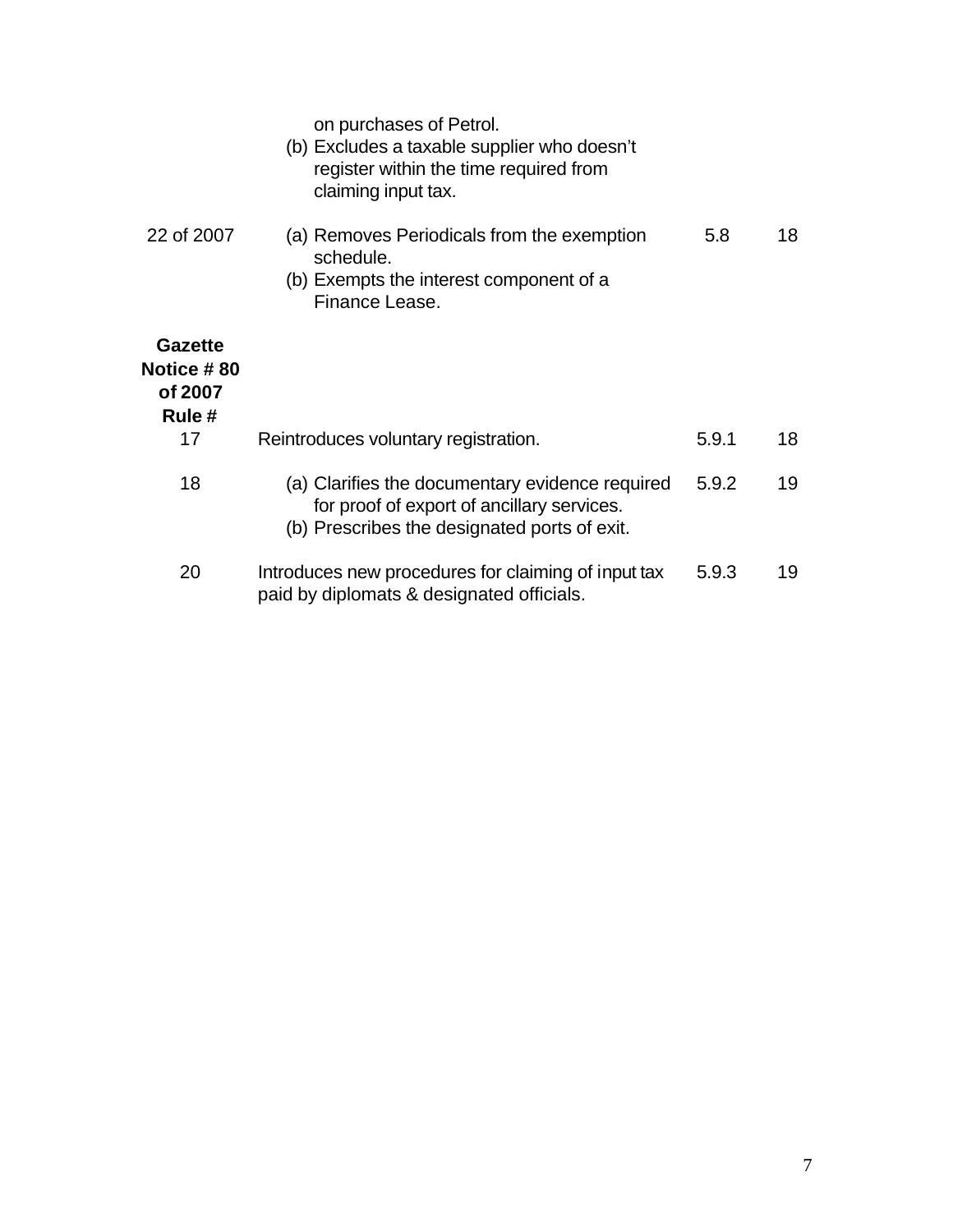| | | | |
|---|---|---|---|
| | on purchases of Petrol.<br>(b) Excludes a taxable supplier who doesn't register within the time required from claiming input tax. | | |
| 22 of 2007 | (a) Removes Periodicals from the exemption schedule.<br>(b) Exempts the interest component of a Finance Lease. | 5.8 | 18 |
| **Gazette Notice # 80 of 2007 Rule #** | | | |
| 17 | Reintroduces voluntary registration. | 5.9.1 | 18 |
| 18 | (a) Clarifies the documentary evidence required for proof of export of ancillary services.<br>(b) Prescribes the designated ports of exit. | 5.9.2 | 19 |
| 20 | Introduces new procedures for claiming of input tax paid by diplomats & designated officials. | 5.9.3 | 19 |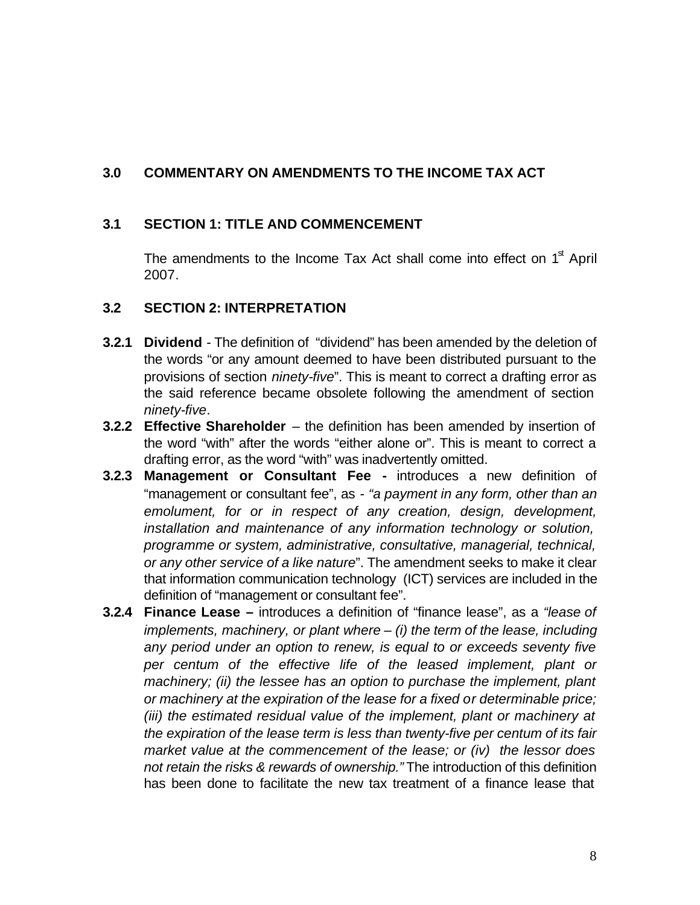## 3.0 COMMENTARY ON AMENDMENTS TO THE INCOME TAX ACT

### 3.1 SECTION 1: TITLE AND COMMENCEMENT

The amendments to the Income Tax Act shall come into effect on 1st April 2007.

### 3.2 SECTION 2: INTERPRETATION

**3.2.1 Dividend** - The definition of "dividend" has been amended by the deletion of the words "or any amount deemed to have been distributed pursuant to the provisions of section *ninety-five*". This is meant to correct a drafting error as the said reference became obsolete following the amendment of section *ninety-five*.

**3.2.2 Effective Shareholder** – the definition has been amended by insertion of the word "with" after the words "either alone or". This is meant to correct a drafting error, as the word "with" was inadvertently omitted.

**3.2.3 Management or Consultant Fee -** introduces a new definition of "management or consultant fee", as - *"a payment in any form, other than an emolument, for or in respect of any creation, design, development, installation and maintenance of any information technology or solution, programme or system, administrative, consultative, managerial, technical, or any other service of a like nature*". The amendment seeks to make it clear that information communication technology (ICT) services are included in the definition of "management or consultant fee".

**3.2.4 Finance Lease –** introduces a definition of "finance lease", as a *"lease of implements, machinery, or plant where – (i) the term of the lease, including any period under an option to renew, is equal to or exceeds seventy five per centum of the effective life of the leased implement, plant or machinery; (ii) the lessee has an option to purchase the implement, plant or machinery at the expiration of the lease for a fixed or determinable price; (iii) the estimated residual value of the implement, plant or machinery at the expiration of the lease term is less than twenty-five per centum of its fair market value at the commencement of the lease; or (iv) the lessor does not retain the risks & rewards of ownership."* The introduction of this definition has been done to facilitate the new tax treatment of a finance lease that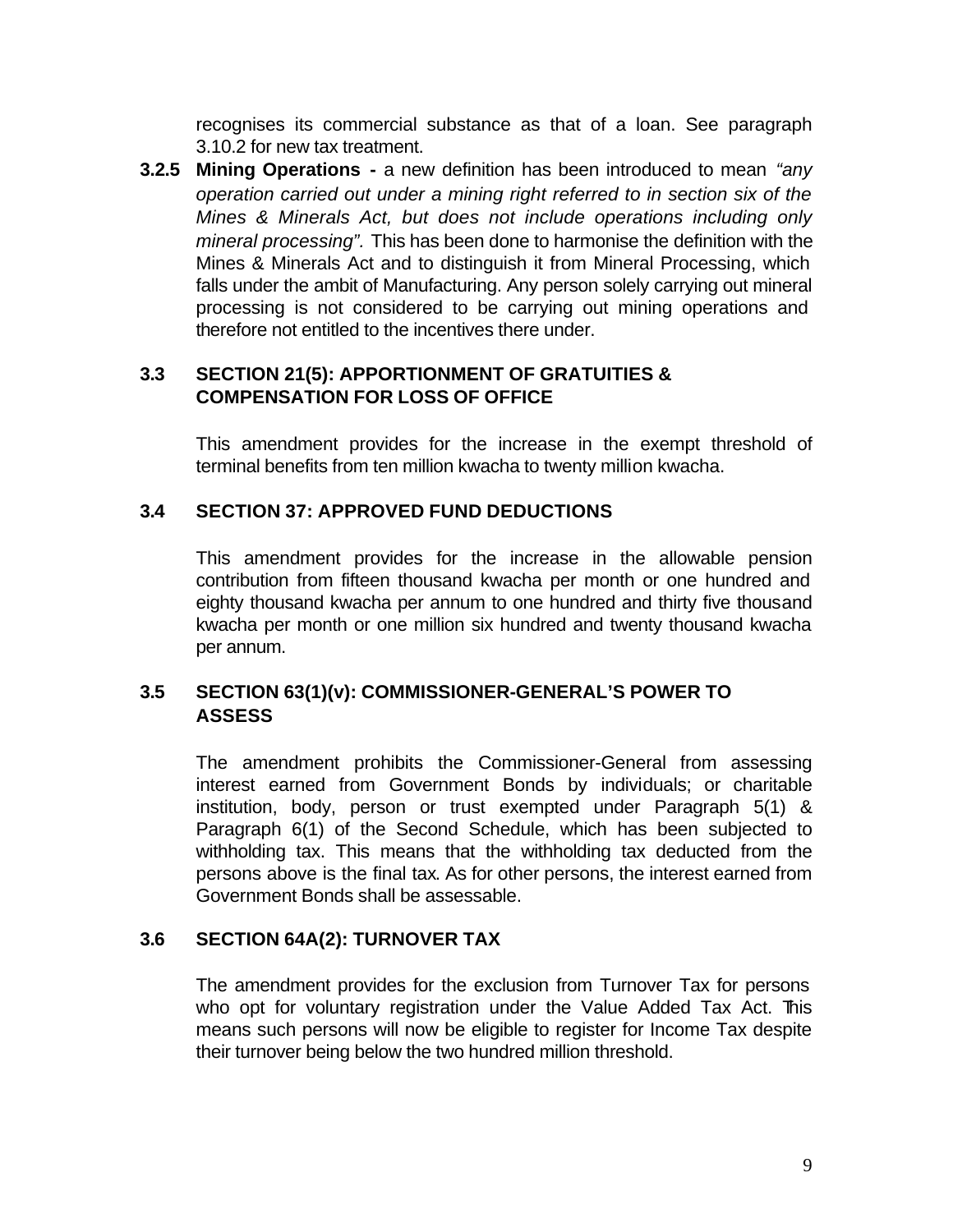recognises its commercial substance as that of a loan. See paragraph 3.10.2 for new tax treatment.

**3.2.5 Mining Operations -** a new definition has been introduced to mean *"any operation carried out under a mining right referred to in section six of the Mines & Minerals Act, but does not include operations including only mineral processing".* This has been done to harmonise the definition with the Mines & Minerals Act and to distinguish it from Mineral Processing, which falls under the ambit of Manufacturing. Any person solely carrying out mineral processing is not considered to be carrying out mining operations and therefore not entitled to the incentives there under.

### 3.3 SECTION 21(5): APPORTIONMENT OF GRATUITIES & COMPENSATION FOR LOSS OF OFFICE

This amendment provides for the increase in the exempt threshold of terminal benefits from ten million kwacha to twenty million kwacha.

### 3.4 SECTION 37: APPROVED FUND DEDUCTIONS

This amendment provides for the increase in the allowable pension contribution from fifteen thousand kwacha per month or one hundred and eighty thousand kwacha per annum to one hundred and thirty five thousand kwacha per month or one million six hundred and twenty thousand kwacha per annum.

### 3.5 SECTION 63(1)(v): COMMISSIONER-GENERAL'S POWER TO ASSESS

The amendment prohibits the Commissioner-General from assessing interest earned from Government Bonds by individuals; or charitable institution, body, person or trust exempted under Paragraph 5(1) & Paragraph 6(1) of the Second Schedule, which has been subjected to withholding tax. This means that the withholding tax deducted from the persons above is the final tax. As for other persons, the interest earned from Government Bonds shall be assessable.

### 3.6 SECTION 64A(2): TURNOVER TAX

The amendment provides for the exclusion from Turnover Tax for persons who opt for voluntary registration under the Value Added Tax Act. This means such persons will now be eligible to register for Income Tax despite their turnover being below the two hundred million threshold.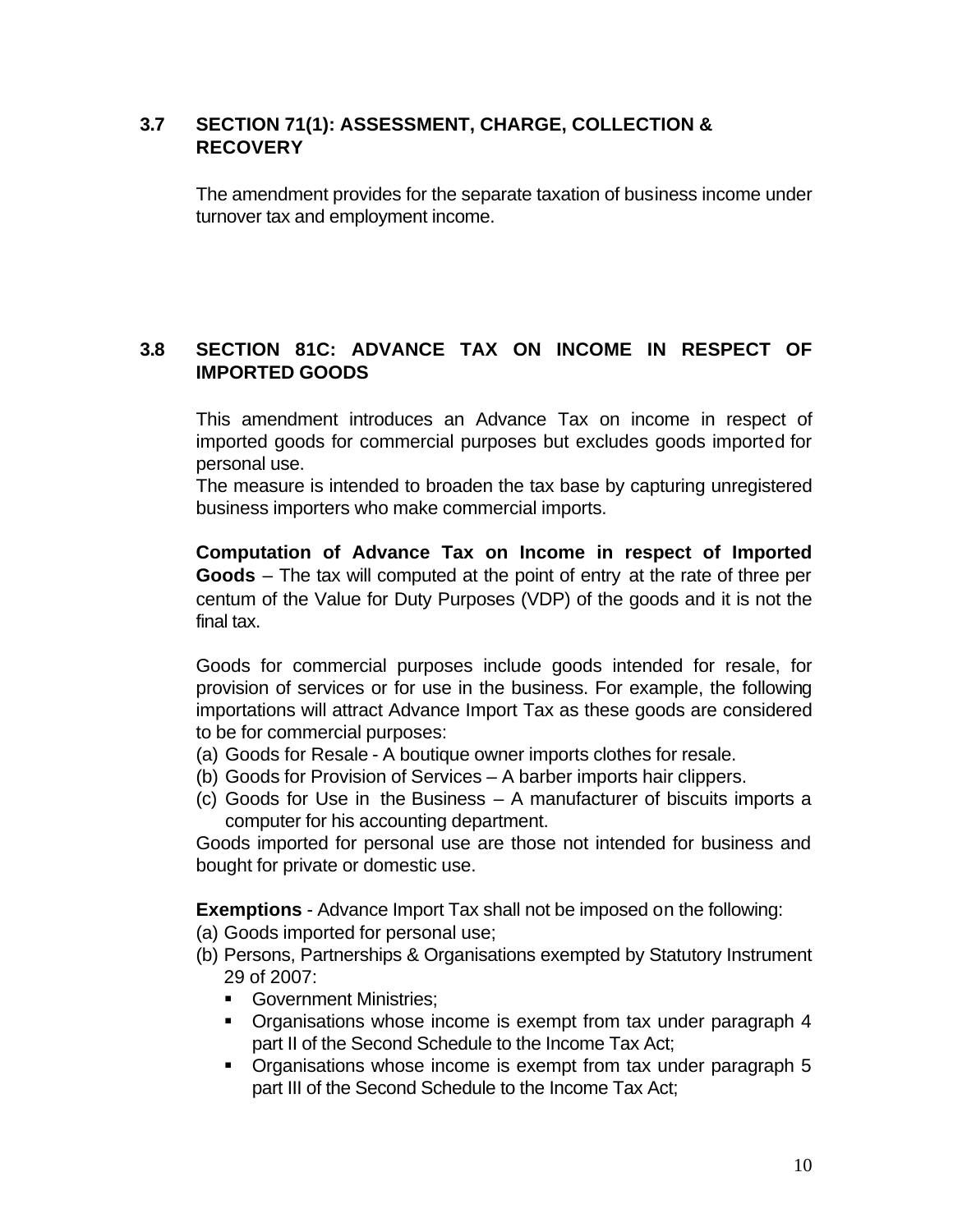### 3.7 SECTION 71(1): ASSESSMENT, CHARGE, COLLECTION & RECOVERY

The amendment provides for the separate taxation of business income under turnover tax and employment income.

### 3.8 SECTION 81C: ADVANCE TAX ON INCOME IN RESPECT OF IMPORTED GOODS

This amendment introduces an Advance Tax on income in respect of imported goods for commercial purposes but excludes goods imported for personal use.

The measure is intended to broaden the tax base by capturing unregistered business importers who make commercial imports.

**Computation of Advance Tax on Income in respect of Imported Goods** – The tax will computed at the point of entry at the rate of three per centum of the Value for Duty Purposes (VDP) of the goods and it is not the final tax.

Goods for commercial purposes include goods intended for resale, for provision of services or for use in the business. For example, the following importations will attract Advance Import Tax as these goods are considered to be for commercial purposes:

(a) Goods for Resale - A boutique owner imports clothes for resale.
(b) Goods for Provision of Services – A barber imports hair clippers.
(c) Goods for Use in the Business – A manufacturer of biscuits imports a computer for his accounting department.

Goods imported for personal use are those not intended for business and bought for private or domestic use.

**Exemptions** - Advance Import Tax shall not be imposed on the following:

(a) Goods imported for personal use;
(b) Persons, Partnerships & Organisations exempted by Statutory Instrument 29 of 2007:
    - Government Ministries;
    - Organisations whose income is exempt from tax under paragraph 4 part II of the Second Schedule to the Income Tax Act;
    - Organisations whose income is exempt from tax under paragraph 5 part III of the Second Schedule to the Income Tax Act;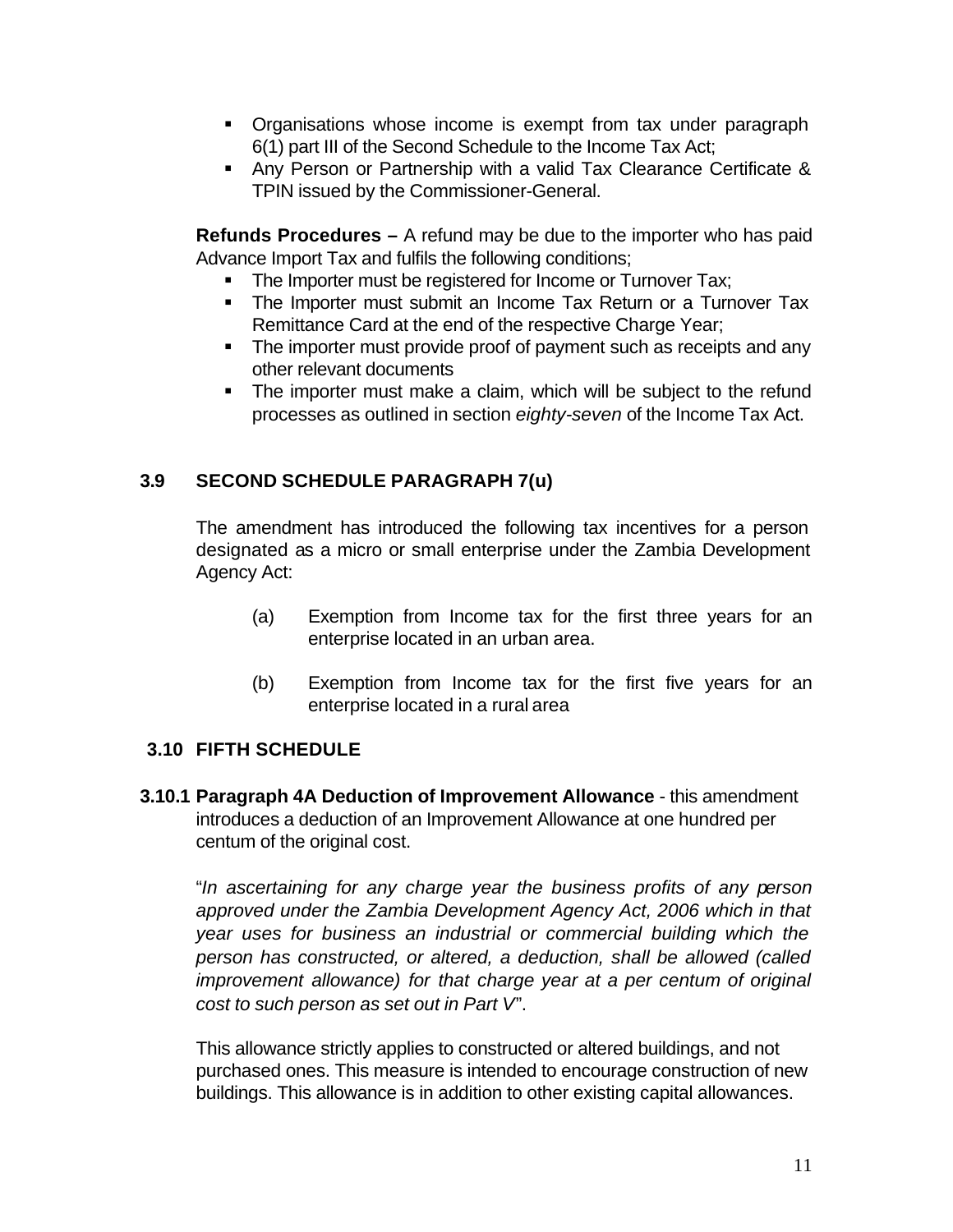- Organisations whose income is exempt from tax under paragraph 6(1) part III of the Second Schedule to the Income Tax Act;
- Any Person or Partnership with a valid Tax Clearance Certificate & TPIN issued by the Commissioner-General.

**Refunds Procedures –** A refund may be due to the importer who has paid Advance Import Tax and fulfils the following conditions;

- The Importer must be registered for Income or Turnover Tax;
- The Importer must submit an Income Tax Return or a Turnover Tax Remittance Card at the end of the respective Charge Year;
- The importer must provide proof of payment such as receipts and any other relevant documents
- The importer must make a claim, which will be subject to the refund processes as outlined in section *eighty-seven* of the Income Tax Act.

### 3.9 SECOND SCHEDULE PARAGRAPH 7(u)

The amendment has introduced the following tax incentives for a person designated as a micro or small enterprise under the Zambia Development Agency Act:

(a) Exemption from Income tax for the first three years for an enterprise located in an urban area.

(b) Exemption from Income tax for the first five years for an enterprise located in a rural area

### 3.10 FIFTH SCHEDULE

**3.10.1 Paragraph 4A Deduction of Improvement Allowance** - this amendment introduces a deduction of an Improvement Allowance at one hundred per centum of the original cost.

"*In ascertaining for any charge year the business profits of any person approved under the Zambia Development Agency Act, 2006 which in that year uses for business an industrial or commercial building which the person has constructed, or altered, a deduction, shall be allowed (called improvement allowance) for that charge year at a per centum of original cost to such person as set out in Part V*".

This allowance strictly applies to constructed or altered buildings, and not purchased ones. This measure is intended to encourage construction of new buildings. This allowance is in addition to other existing capital allowances.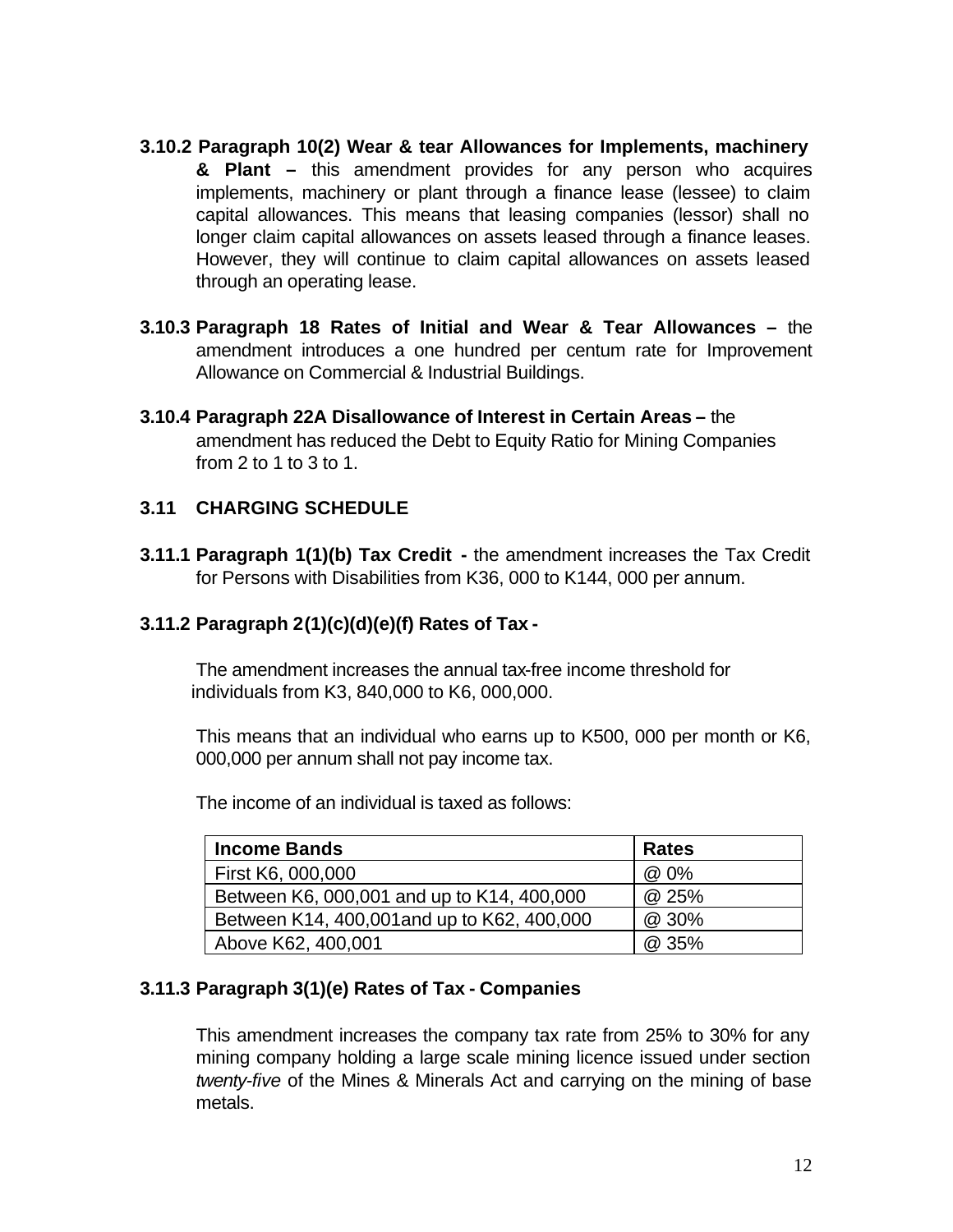**3.10.2 Paragraph 10(2) Wear & tear Allowances for Implements, machinery & Plant –** this amendment provides for any person who acquires implements, machinery or plant through a finance lease (lessee) to claim capital allowances. This means that leasing companies (lessor) shall no longer claim capital allowances on assets leased through a finance leases. However, they will continue to claim capital allowances on assets leased through an operating lease.

**3.10.3 Paragraph 18 Rates of Initial and Wear & Tear Allowances –** the amendment introduces a one hundred per centum rate for Improvement Allowance on Commercial & Industrial Buildings.

**3.10.4 Paragraph 22A Disallowance of Interest in Certain Areas –** the amendment has reduced the Debt to Equity Ratio for Mining Companies from 2 to 1 to 3 to 1.

## 3.11 CHARGING SCHEDULE

**3.11.1 Paragraph 1(1)(b) Tax Credit -** the amendment increases the Tax Credit for Persons with Disabilities from K36, 000 to K144, 000 per annum.

**3.11.2 Paragraph 2(1)(c)(d)(e)(f) Rates of Tax -**

The amendment increases the annual tax-free income threshold for individuals from K3, 840,000 to K6, 000,000.

This means that an individual who earns up to K500, 000 per month or K6, 000,000 per annum shall not pay income tax.

The income of an individual is taxed as follows:

| Income Bands | Rates |
|---|---|
| First K6, 000,000 | @ 0% |
| Between K6, 000,001 and up to K14, 400,000 | @ 25% |
| Between K14, 400,001and up to K62, 400,000 | @ 30% |
| Above K62, 400,001 | @ 35% |

**3.11.3 Paragraph 3(1)(e) Rates of Tax - Companies**

This amendment increases the company tax rate from 25% to 30% for any mining company holding a large scale mining licence issued under section *twenty-five* of the Mines & Minerals Act and carrying on the mining of base metals.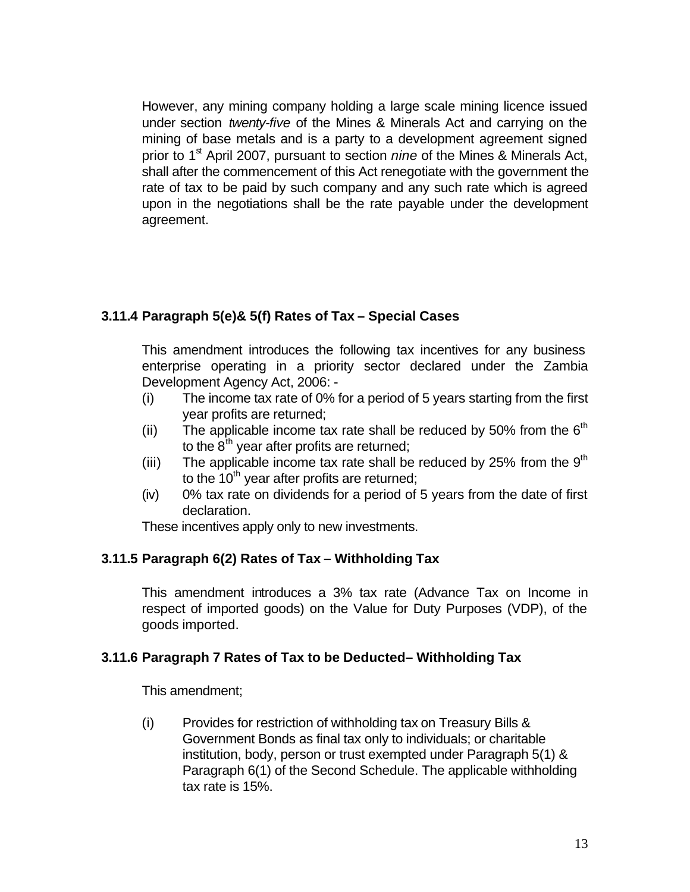However, any mining company holding a large scale mining licence issued under section *twenty-five* of the Mines & Minerals Act and carrying on the mining of base metals and is a party to a development agreement signed prior to 1st April 2007, pursuant to section *nine* of the Mines & Minerals Act, shall after the commencement of this Act renegotiate with the government the rate of tax to be paid by such company and any such rate which is agreed upon in the negotiations shall be the rate payable under the development agreement.

### 3.11.4 Paragraph 5(e)& 5(f) Rates of Tax – Special Cases

This amendment introduces the following tax incentives for any business enterprise operating in a priority sector declared under the Zambia Development Agency Act, 2006: -

(i) The income tax rate of 0% for a period of 5 years starting from the first year profits are returned;

(ii) The applicable income tax rate shall be reduced by 50% from the 6th to the 8th year after profits are returned;

(iii) The applicable income tax rate shall be reduced by 25% from the 9th to the 10th year after profits are returned;

(iv) 0% tax rate on dividends for a period of 5 years from the date of first declaration.

These incentives apply only to new investments.

### 3.11.5 Paragraph 6(2) Rates of Tax – Withholding Tax

This amendment introduces a 3% tax rate (Advance Tax on Income in respect of imported goods) on the Value for Duty Purposes (VDP), of the goods imported.

### 3.11.6 Paragraph 7 Rates of Tax to be Deducted– Withholding Tax

This amendment;

(i) Provides for restriction of withholding tax on Treasury Bills & Government Bonds as final tax only to individuals; or charitable institution, body, person or trust exempted under Paragraph 5(1) & Paragraph 6(1) of the Second Schedule. The applicable withholding tax rate is 15%.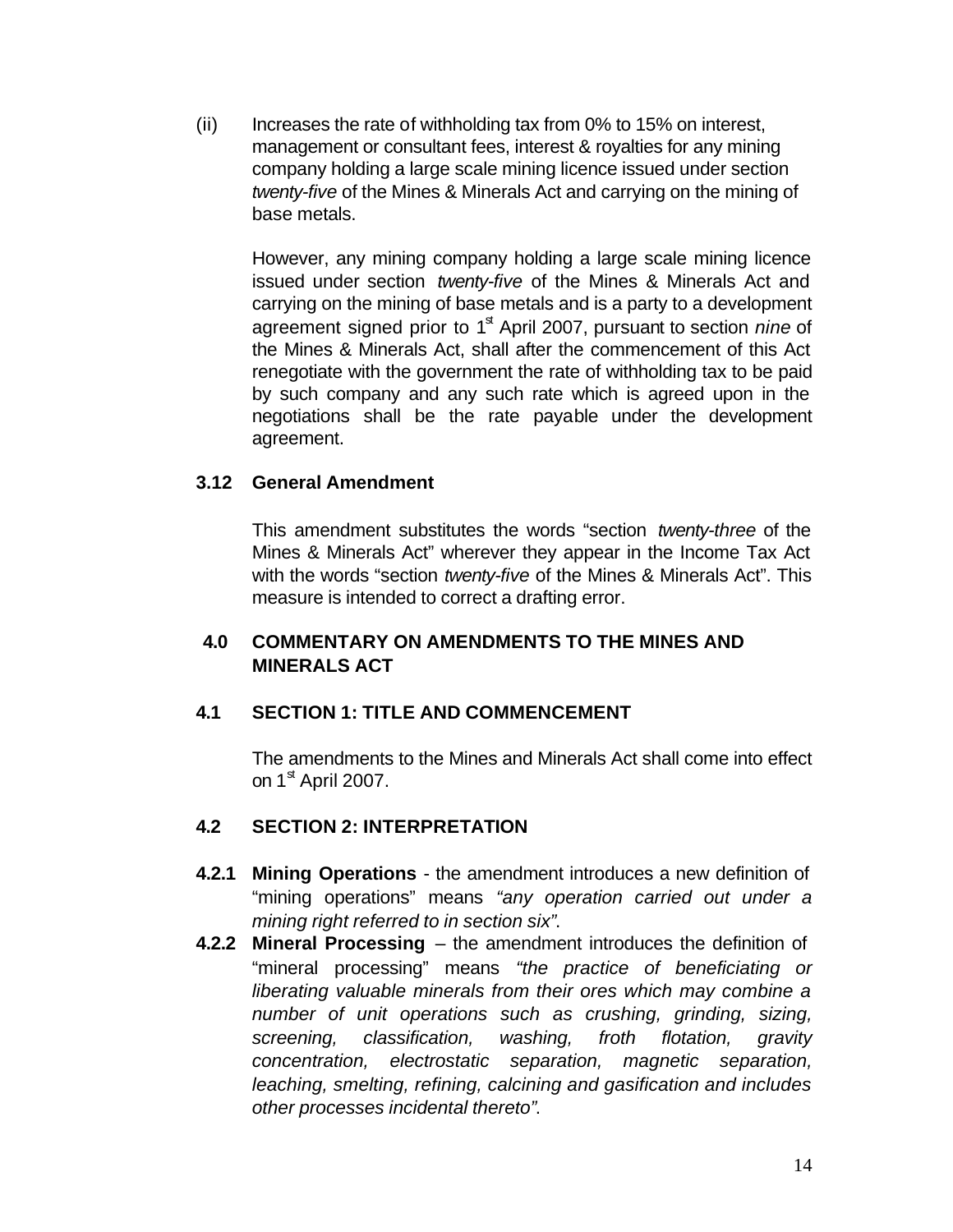(ii) Increases the rate of withholding tax from 0% to 15% on interest, management or consultant fees, interest & royalties for any mining company holding a large scale mining licence issued under section *twenty-five* of the Mines & Minerals Act and carrying on the mining of base metals.

However, any mining company holding a large scale mining licence issued under section *twenty-five* of the Mines & Minerals Act and carrying on the mining of base metals and is a party to a development agreement signed prior to 1st April 2007, pursuant to section *nine* of the Mines & Minerals Act, shall after the commencement of this Act renegotiate with the government the rate of withholding tax to be paid by such company and any such rate which is agreed upon in the negotiations shall be the rate payable under the development agreement.

### 3.12 General Amendment

This amendment substitutes the words "section *twenty-three* of the Mines & Minerals Act" wherever they appear in the Income Tax Act with the words "section *twenty-five* of the Mines & Minerals Act". This measure is intended to correct a drafting error.

## 4.0 COMMENTARY ON AMENDMENTS TO THE MINES AND MINERALS ACT

### 4.1 SECTION 1: TITLE AND COMMENCEMENT

The amendments to the Mines and Minerals Act shall come into effect on 1st April 2007.

### 4.2 SECTION 2: INTERPRETATION

**4.2.1 Mining Operations** - the amendment introduces a new definition of "mining operations" means *"any operation carried out under a mining right referred to in section six"*.

**4.2.2 Mineral Processing** – the amendment introduces the definition of "mineral processing" means *"the practice of beneficiating or liberating valuable minerals from their ores which may combine a number of unit operations such as crushing, grinding, sizing, screening, classification, washing, froth flotation, gravity concentration, electrostatic separation, magnetic separation, leaching, smelting, refining, calcining and gasification and includes other processes incidental thereto"*.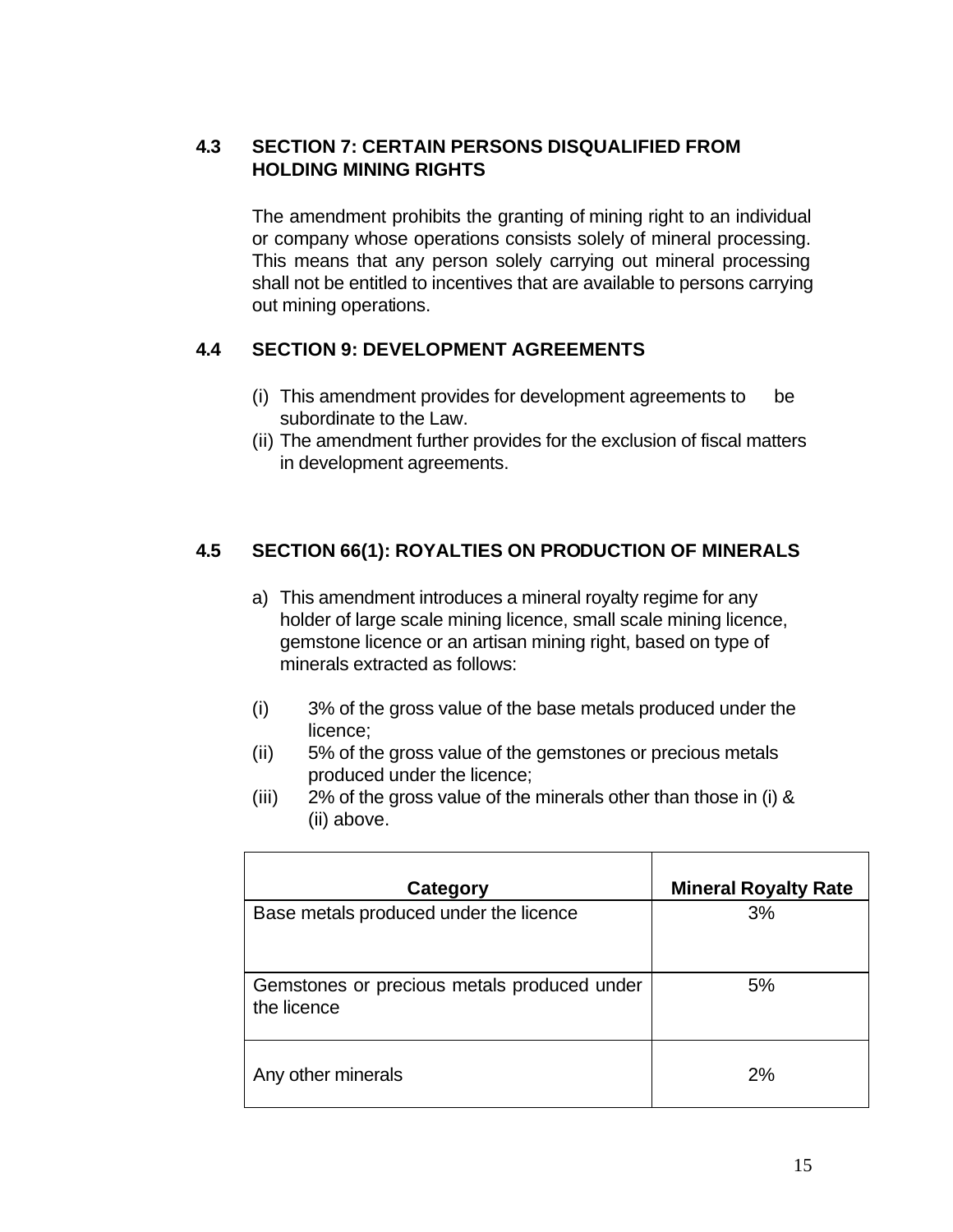## 4.3 SECTION 7: CERTAIN PERSONS DISQUALIFIED FROM HOLDING MINING RIGHTS

The amendment prohibits the granting of mining right to an individual or company whose operations consists solely of mineral processing. This means that any person solely carrying out mineral processing shall not be entitled to incentives that are available to persons carrying out mining operations.

## 4.4 SECTION 9: DEVELOPMENT AGREEMENTS

(i) This amendment provides for development agreements to be subordinate to the Law.
(ii) The amendment further provides for the exclusion of fiscal matters in development agreements.

## 4.5 SECTION 66(1): ROYALTIES ON PRODUCTION OF MINERALS

a) This amendment introduces a mineral royalty regime for any holder of large scale mining licence, small scale mining licence, gemstone licence or an artisan mining right, based on type of minerals extracted as follows:

(i) 3% of the gross value of the base metals produced under the licence;
(ii) 5% of the gross value of the gemstones or precious metals produced under the licence;
(iii) 2% of the gross value of the minerals other than those in (i) & (ii) above.

| Category | Mineral Royalty Rate |
|---|---|
| Base metals produced under the licence | 3% |
| Gemstones or precious metals produced under the licence | 5% |
| Any other minerals | 2% |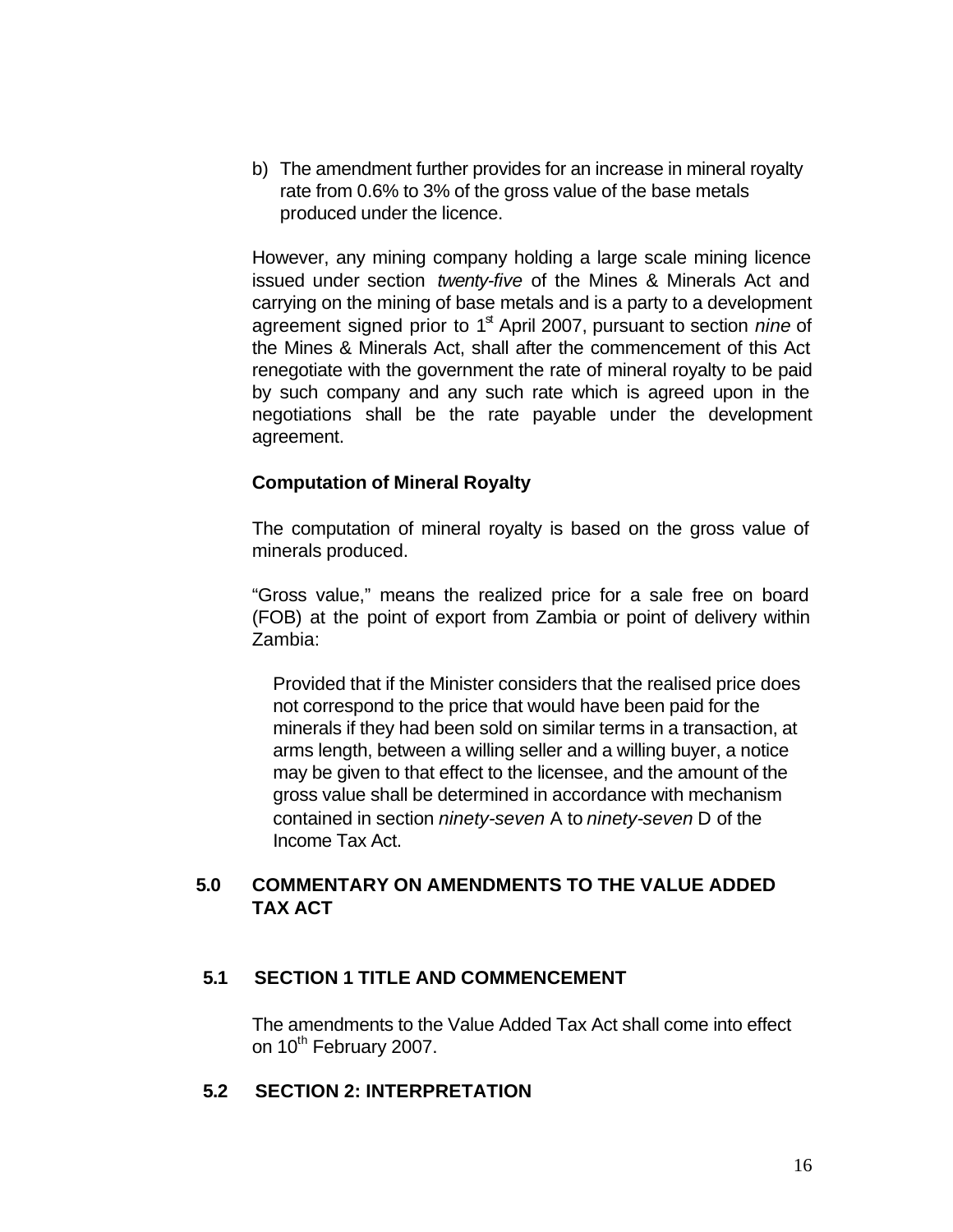b) The amendment further provides for an increase in mineral royalty rate from 0.6% to 3% of the gross value of the base metals produced under the licence.

However, any mining company holding a large scale mining licence issued under section *twenty-five* of the Mines & Minerals Act and carrying on the mining of base metals and is a party to a development agreement signed prior to 1st April 2007, pursuant to section *nine* of the Mines & Minerals Act, shall after the commencement of this Act renegotiate with the government the rate of mineral royalty to be paid by such company and any such rate which is agreed upon in the negotiations shall be the rate payable under the development agreement.

**Computation of Mineral Royalty**

The computation of mineral royalty is based on the gross value of minerals produced.

"Gross value," means the realized price for a sale free on board (FOB) at the point of export from Zambia or point of delivery within Zambia:

> Provided that if the Minister considers that the realised price does not correspond to the price that would have been paid for the minerals if they had been sold on similar terms in a transaction, at arms length, between a willing seller and a willing buyer, a notice may be given to that effect to the licensee, and the amount of the gross value shall be determined in accordance with mechanism contained in section *ninety-seven* A to *ninety-seven* D of the Income Tax Act.

## 5.0 COMMENTARY ON AMENDMENTS TO THE VALUE ADDED TAX ACT

### 5.1 SECTION 1 TITLE AND COMMENCEMENT

The amendments to the Value Added Tax Act shall come into effect on 10th February 2007.

### 5.2 SECTION 2: INTERPRETATION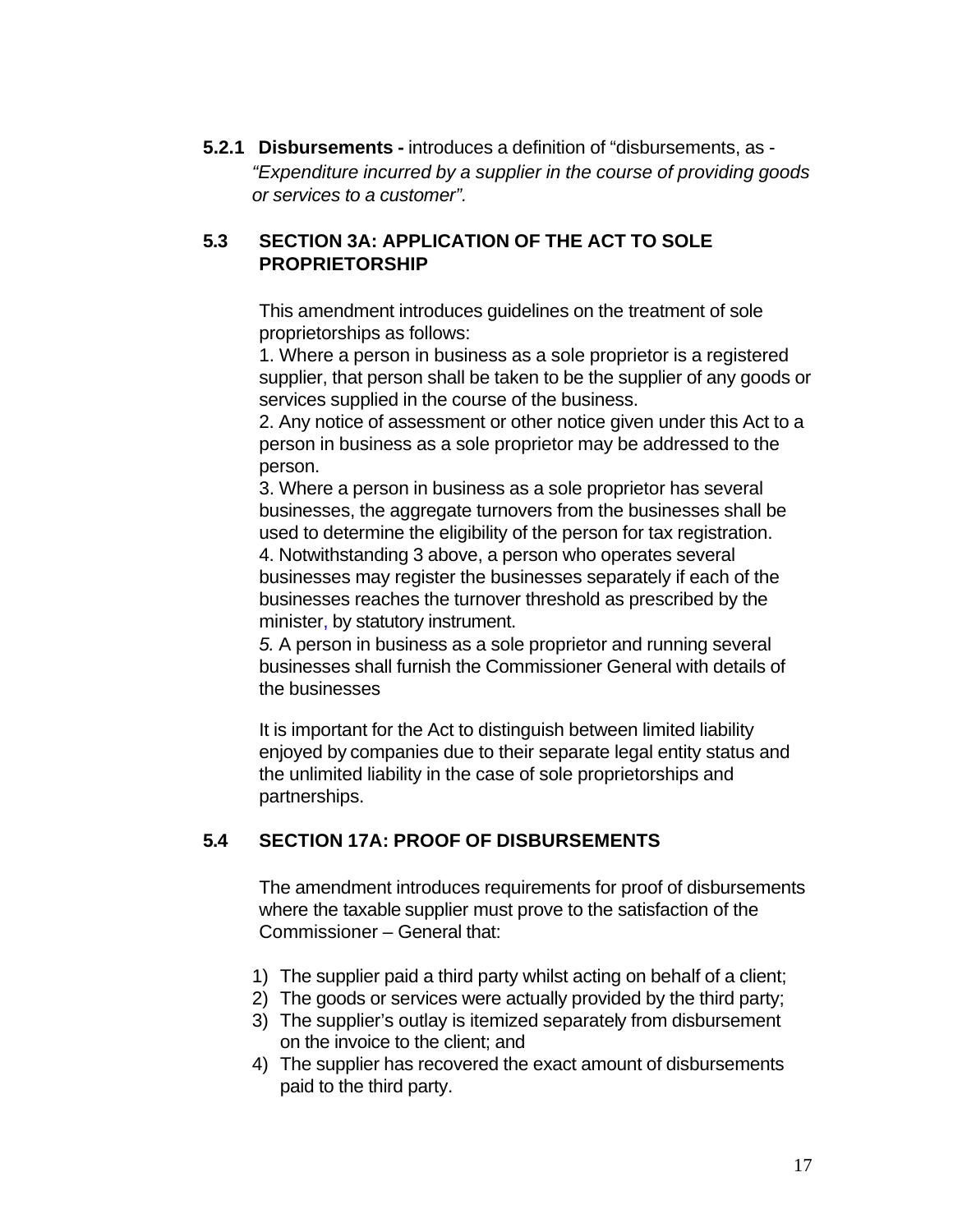**5.2.1 Disbursements -** introduces a definition of "disbursements, as - *"Expenditure incurred by a supplier in the course of providing goods or services to a customer".*

## 5.3 SECTION 3A: APPLICATION OF THE ACT TO SOLE PROPRIETORSHIP

This amendment introduces guidelines on the treatment of sole proprietorships as follows:

1. Where a person in business as a sole proprietor is a registered supplier, that person shall be taken to be the supplier of any goods or services supplied in the course of the business.
2. Any notice of assessment or other notice given under this Act to a person in business as a sole proprietor may be addressed to the person.
3. Where a person in business as a sole proprietor has several businesses, the aggregate turnovers from the businesses shall be used to determine the eligibility of the person for tax registration.
4. Notwithstanding 3 above, a person who operates several businesses may register the businesses separately if each of the businesses reaches the turnover threshold as prescribed by the minister, by statutory instrument.
5. A person in business as a sole proprietor and running several businesses shall furnish the Commissioner General with details of the businesses

It is important for the Act to distinguish between limited liability enjoyed by companies due to their separate legal entity status and the unlimited liability in the case of sole proprietorships and partnerships.

## 5.4 SECTION 17A: PROOF OF DISBURSEMENTS

The amendment introduces requirements for proof of disbursements where the taxable supplier must prove to the satisfaction of the Commissioner – General that:

1) The supplier paid a third party whilst acting on behalf of a client;
2) The goods or services were actually provided by the third party;
3) The supplier's outlay is itemized separately from disbursement on the invoice to the client; and
4) The supplier has recovered the exact amount of disbursements paid to the third party.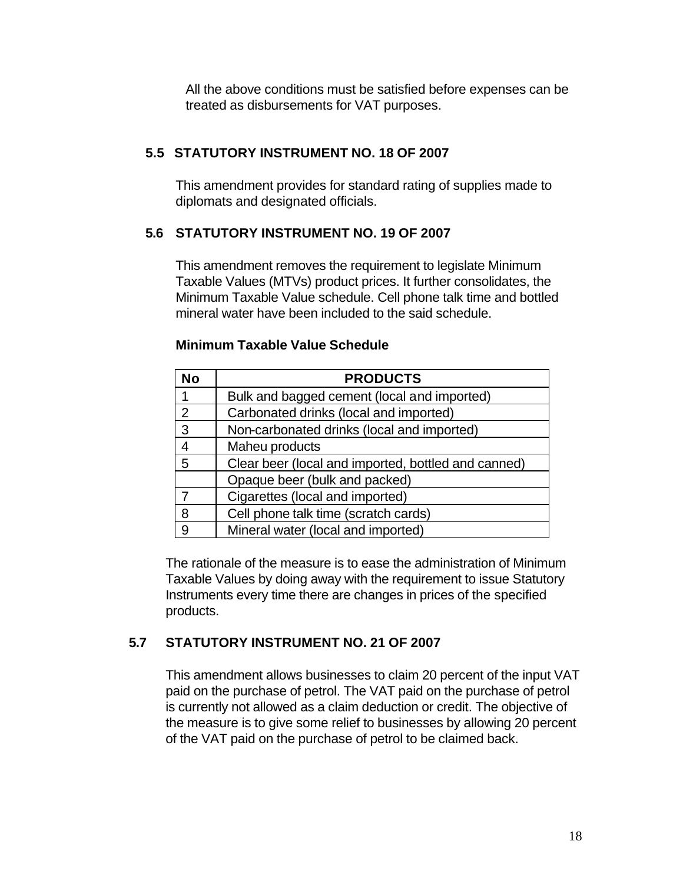All the above conditions must be satisfied before expenses can be treated as disbursements for VAT purposes.

### 5.5 STATUTORY INSTRUMENT NO. 18 OF 2007

This amendment provides for standard rating of supplies made to diplomats and designated officials.

### 5.6 STATUTORY INSTRUMENT NO. 19 OF 2007

This amendment removes the requirement to legislate Minimum Taxable Values (MTVs) product prices. It further consolidates, the Minimum Taxable Value schedule. Cell phone talk time and bottled mineral water have been included to the said schedule.

**Minimum Taxable Value Schedule**

| No | PRODUCTS |
|---|---|
| 1 | Bulk and bagged cement (local and imported) |
| 2 | Carbonated drinks (local and imported) |
| 3 | Non-carbonated drinks (local and imported) |
| 4 | Maheu products |
| 5 | Clear beer (local and imported, bottled and canned) |
| | Opaque beer (bulk and packed) |
| 7 | Cigarettes (local and imported) |
| 8 | Cell phone talk time (scratch cards) |
| 9 | Mineral water (local and imported) |

The rationale of the measure is to ease the administration of Minimum Taxable Values by doing away with the requirement to issue Statutory Instruments every time there are changes in prices of the specified products.

### 5.7 STATUTORY INSTRUMENT NO. 21 OF 2007

This amendment allows businesses to claim 20 percent of the input VAT paid on the purchase of petrol. The VAT paid on the purchase of petrol is currently not allowed as a claim deduction or credit. The objective of the measure is to give some relief to businesses by allowing 20 percent of the VAT paid on the purchase of petrol to be claimed back.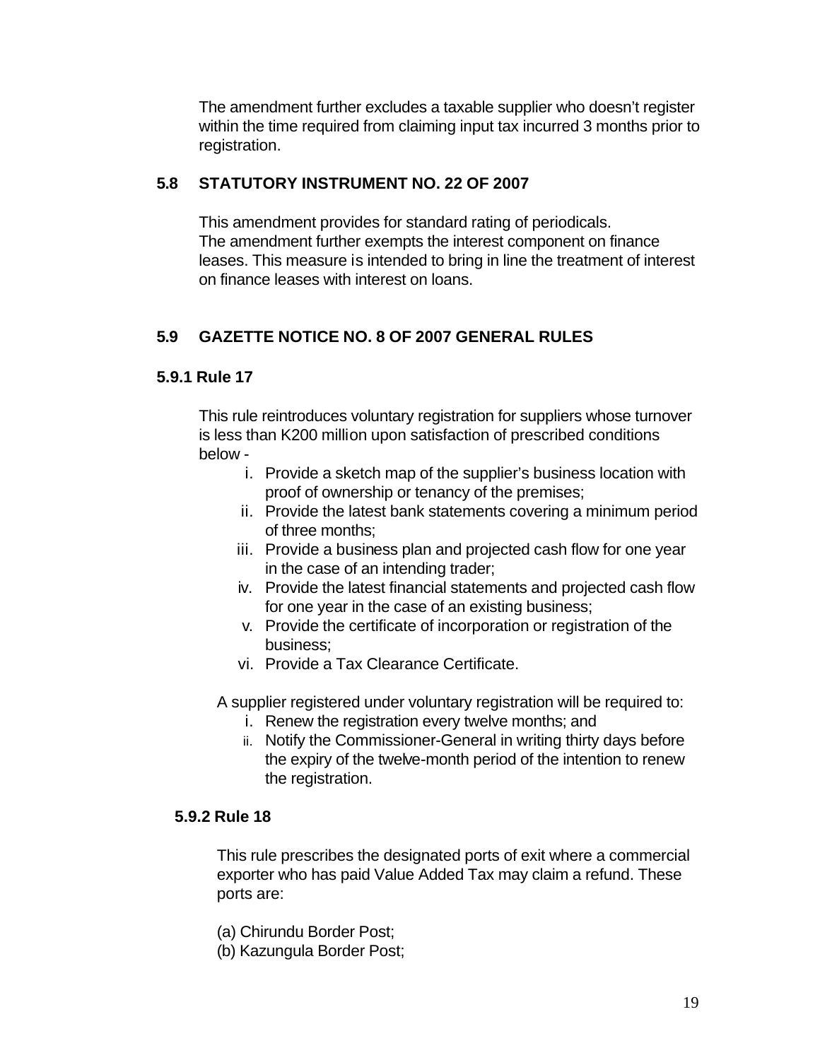The amendment further excludes a taxable supplier who doesn't register within the time required from claiming input tax incurred 3 months prior to registration.

## 5.8 STATUTORY INSTRUMENT NO. 22 OF 2007

This amendment provides for standard rating of periodicals.
The amendment further exempts the interest component on finance leases. This measure is intended to bring in line the treatment of interest on finance leases with interest on loans.

## 5.9 GAZETTE NOTICE NO. 8 OF 2007 GENERAL RULES

### 5.9.1 Rule 17

This rule reintroduces voluntary registration for suppliers whose turnover is less than K200 million upon satisfaction of prescribed conditions below -

i. Provide a sketch map of the supplier's business location with proof of ownership or tenancy of the premises;
ii. Provide the latest bank statements covering a minimum period of three months;
iii. Provide a business plan and projected cash flow for one year in the case of an intending trader;
iv. Provide the latest financial statements and projected cash flow for one year in the case of an existing business;
v. Provide the certificate of incorporation or registration of the business;
vi. Provide a Tax Clearance Certificate.

A supplier registered under voluntary registration will be required to:

i. Renew the registration every twelve months; and
ii. Notify the Commissioner-General in writing thirty days before the expiry of the twelve-month period of the intention to renew the registration.

### 5.9.2 Rule 18

This rule prescribes the designated ports of exit where a commercial exporter who has paid Value Added Tax may claim a refund. These ports are:

(a) Chirundu Border Post;
(b) Kazungula Border Post;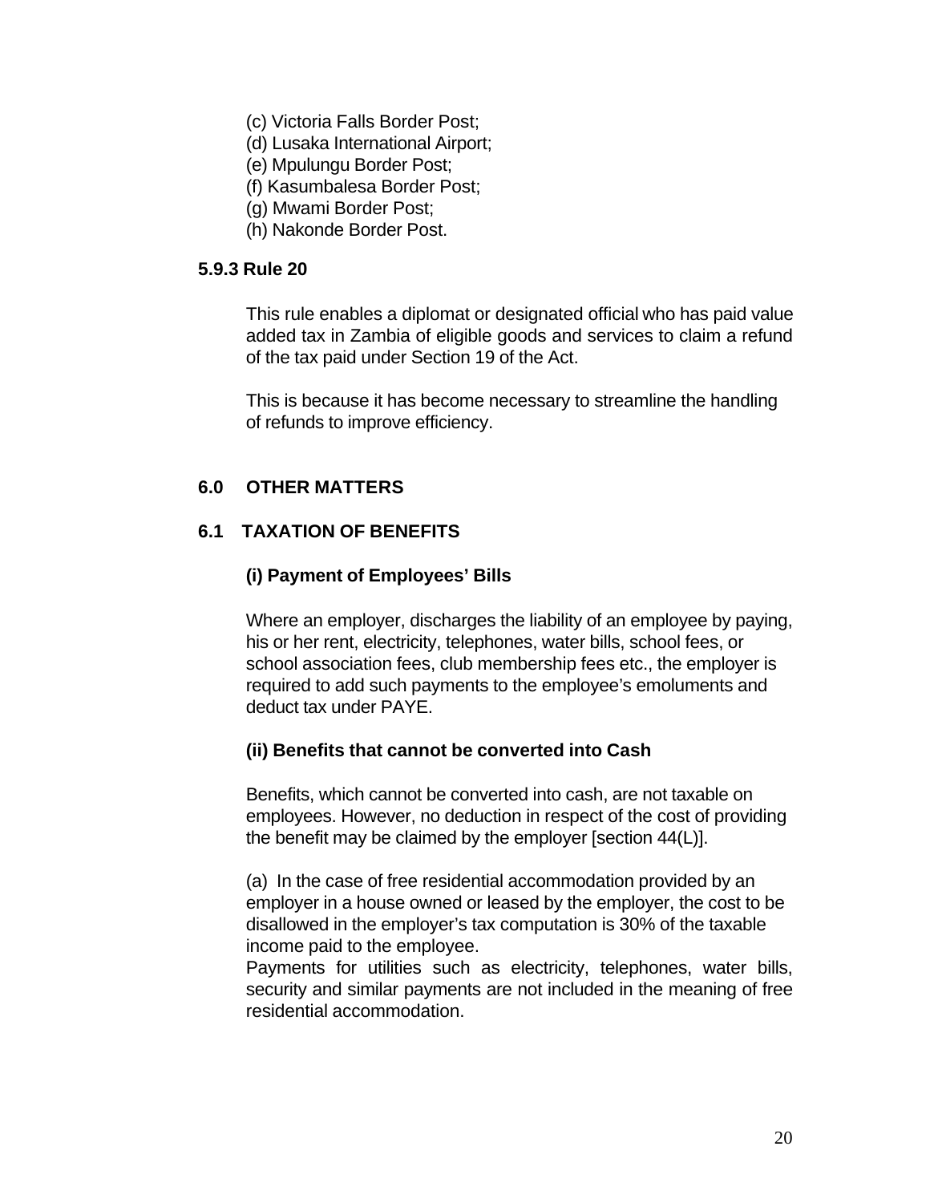(c) Victoria Falls Border Post;
(d) Lusaka International Airport;
(e) Mpulungu Border Post;
(f) Kasumbalesa Border Post;
(g) Mwami Border Post;
(h) Nakonde Border Post.

### 5.9.3 Rule 20

This rule enables a diplomat or designated official who has paid value added tax in Zambia of eligible goods and services to claim a refund of the tax paid under Section 19 of the Act.

This is because it has become necessary to streamline the handling of refunds to improve efficiency.

## 6.0 OTHER MATTERS

## 6.1 TAXATION OF BENEFITS

### (i) Payment of Employees' Bills

Where an employer, discharges the liability of an employee by paying, his or her rent, electricity, telephones, water bills, school fees, or school association fees, club membership fees etc., the employer is required to add such payments to the employee's emoluments and deduct tax under PAYE.

### (ii) Benefits that cannot be converted into Cash

Benefits, which cannot be converted into cash, are not taxable on employees. However, no deduction in respect of the cost of providing the benefit may be claimed by the employer [section 44(L)].

(a) In the case of free residential accommodation provided by an employer in a house owned or leased by the employer, the cost to be disallowed in the employer's tax computation is 30% of the taxable income paid to the employee.
Payments for utilities such as electricity, telephones, water bills, security and similar payments are not included in the meaning of free residential accommodation.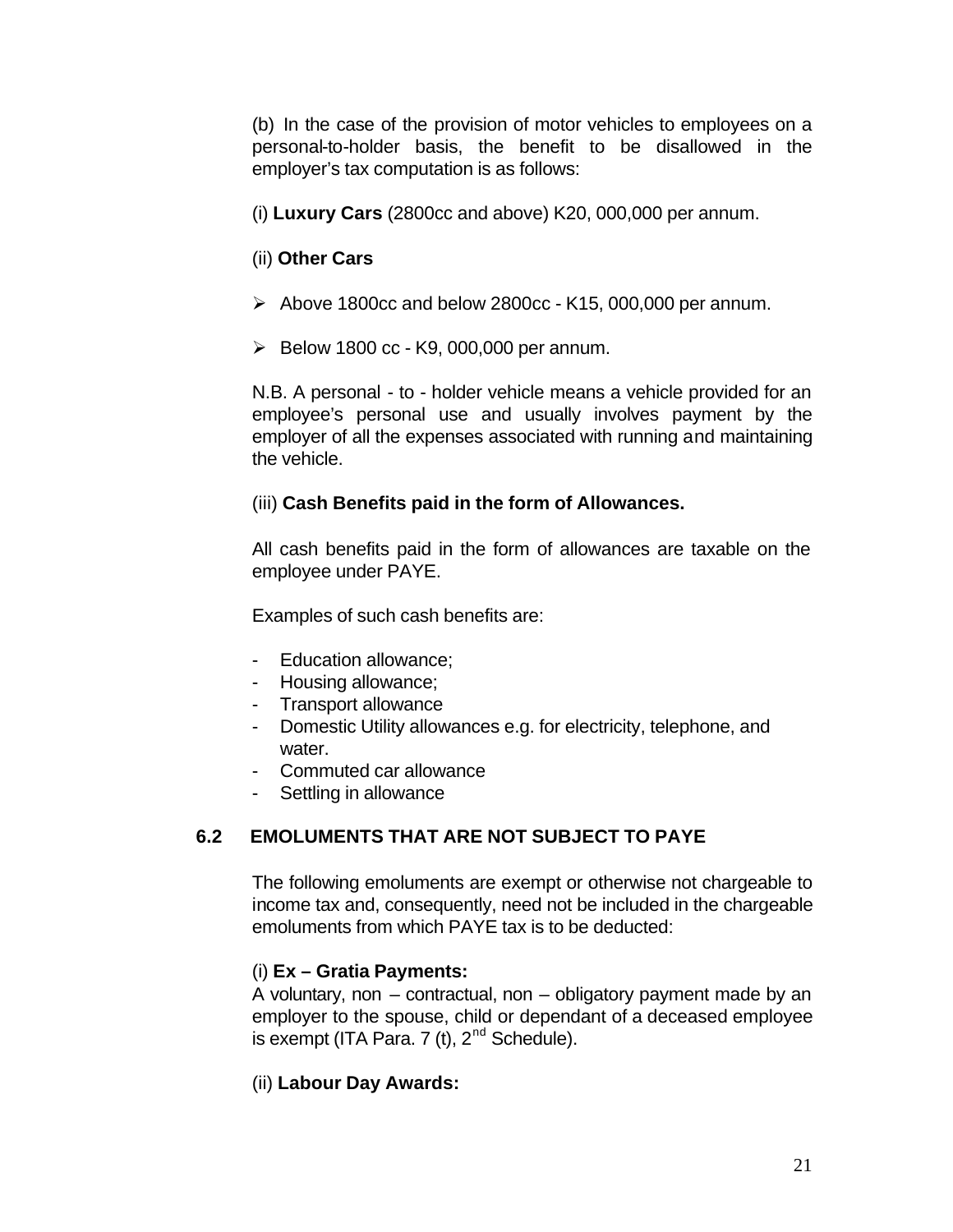(b) In the case of the provision of motor vehicles to employees on a personal-to-holder basis, the benefit to be disallowed in the employer's tax computation is as follows:

(i) **Luxury Cars** (2800cc and above) K20, 000,000 per annum.

(ii) **Other Cars**

- Above 1800cc and below 2800cc - K15, 000,000 per annum.
- Below 1800 cc - K9, 000,000 per annum.

N.B. A personal - to - holder vehicle means a vehicle provided for an employee's personal use and usually involves payment by the employer of all the expenses associated with running and maintaining the vehicle.

(iii) **Cash Benefits paid in the form of Allowances.**

All cash benefits paid in the form of allowances are taxable on the employee under PAYE.

Examples of such cash benefits are:

- Education allowance;
- Housing allowance;
- Transport allowance
- Domestic Utility allowances e.g. for electricity, telephone, and water.
- Commuted car allowance
- Settling in allowance

## 6.2 EMOLUMENTS THAT ARE NOT SUBJECT TO PAYE

The following emoluments are exempt or otherwise not chargeable to income tax and, consequently, need not be included in the chargeable emoluments from which PAYE tax is to be deducted:

(i) **Ex – Gratia Payments:**
A voluntary, non – contractual, non – obligatory payment made by an employer to the spouse, child or dependant of a deceased employee is exempt (ITA Para. 7 (t), 2nd Schedule).

(ii) **Labour Day Awards:**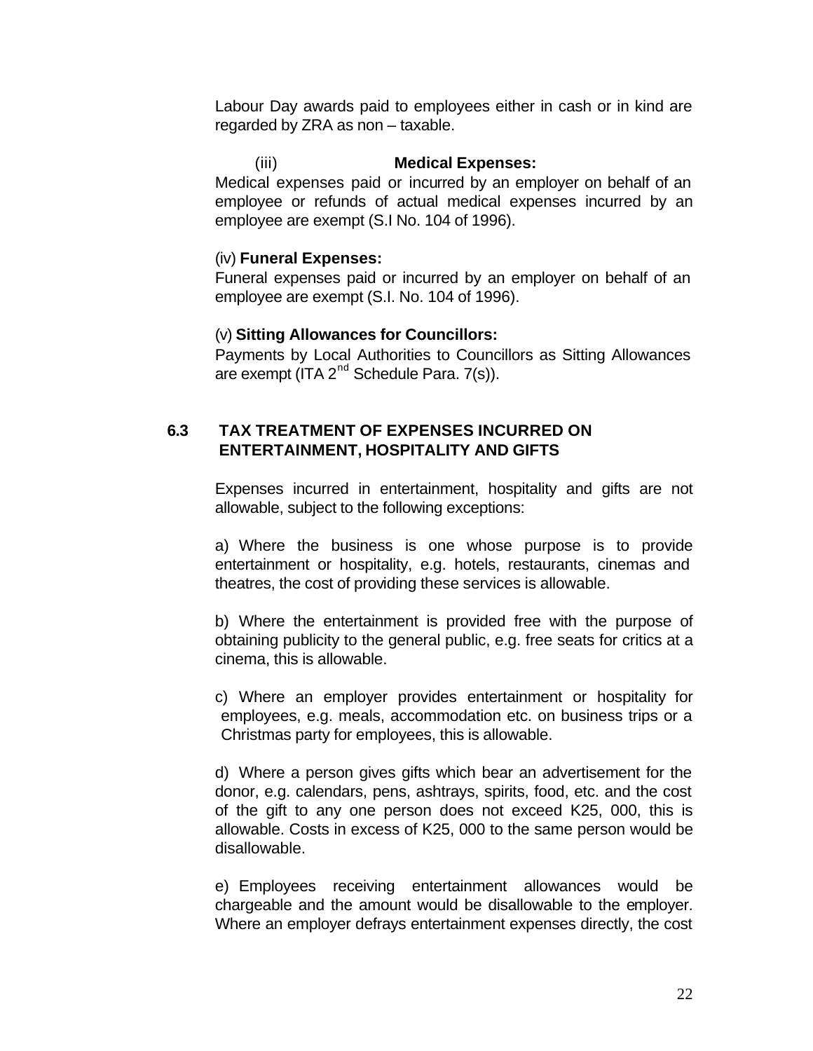Labour Day awards paid to employees either in cash or in kind are regarded by ZRA as non – taxable.

(iii) **Medical Expenses:**

Medical expenses paid or incurred by an employer on behalf of an employee or refunds of actual medical expenses incurred by an employee are exempt (S.I No. 104 of 1996).

(iv) **Funeral Expenses:**

Funeral expenses paid or incurred by an employer on behalf of an employee are exempt (S.I. No. 104 of 1996).

(v) **Sitting Allowances for Councillors:**

Payments by Local Authorities to Councillors as Sitting Allowances are exempt (ITA 2nd Schedule Para. 7(s)).

## 6.3 TAX TREATMENT OF EXPENSES INCURRED ON ENTERTAINMENT, HOSPITALITY AND GIFTS

Expenses incurred in entertainment, hospitality and gifts are not allowable, subject to the following exceptions:

a) Where the business is one whose purpose is to provide entertainment or hospitality, e.g. hotels, restaurants, cinemas and theatres, the cost of providing these services is allowable.

b) Where the entertainment is provided free with the purpose of obtaining publicity to the general public, e.g. free seats for critics at a cinema, this is allowable.

c) Where an employer provides entertainment or hospitality for employees, e.g. meals, accommodation etc. on business trips or a Christmas party for employees, this is allowable.

d) Where a person gives gifts which bear an advertisement for the donor, e.g. calendars, pens, ashtrays, spirits, food, etc. and the cost of the gift to any one person does not exceed K25, 000, this is allowable. Costs in excess of K25, 000 to the same person would be disallowable.

e) Employees receiving entertainment allowances would be chargeable and the amount would be disallowable to the employer. Where an employer defrays entertainment expenses directly, the cost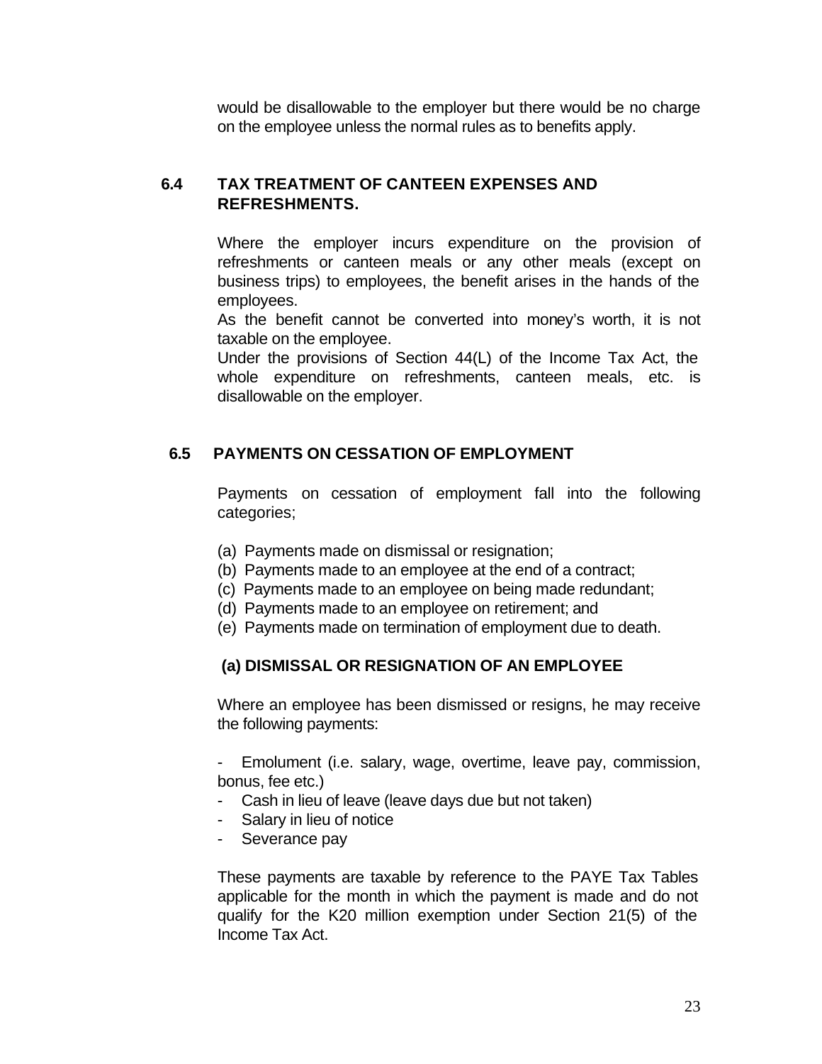would be disallowable to the employer but there would be no charge on the employee unless the normal rules as to benefits apply.

## 6.4 TAX TREATMENT OF CANTEEN EXPENSES AND REFRESHMENTS.

Where the employer incurs expenditure on the provision of refreshments or canteen meals or any other meals (except on business trips) to employees, the benefit arises in the hands of the employees.

As the benefit cannot be converted into money's worth, it is not taxable on the employee.

Under the provisions of Section 44(L) of the Income Tax Act, the whole expenditure on refreshments, canteen meals, etc. is disallowable on the employer.

## 6.5 PAYMENTS ON CESSATION OF EMPLOYMENT

Payments on cessation of employment fall into the following categories;

(a) Payments made on dismissal or resignation;
(b) Payments made to an employee at the end of a contract;
(c) Payments made to an employee on being made redundant;
(d) Payments made to an employee on retirement; and
(e) Payments made on termination of employment due to death.

### (a) DISMISSAL OR RESIGNATION OF AN EMPLOYEE

Where an employee has been dismissed or resigns, he may receive the following payments:

- Emolument (i.e. salary, wage, overtime, leave pay, commission, bonus, fee etc.)
- Cash in lieu of leave (leave days due but not taken)
- Salary in lieu of notice
- Severance pay

These payments are taxable by reference to the PAYE Tax Tables applicable for the month in which the payment is made and do not qualify for the K20 million exemption under Section 21(5) of the Income Tax Act.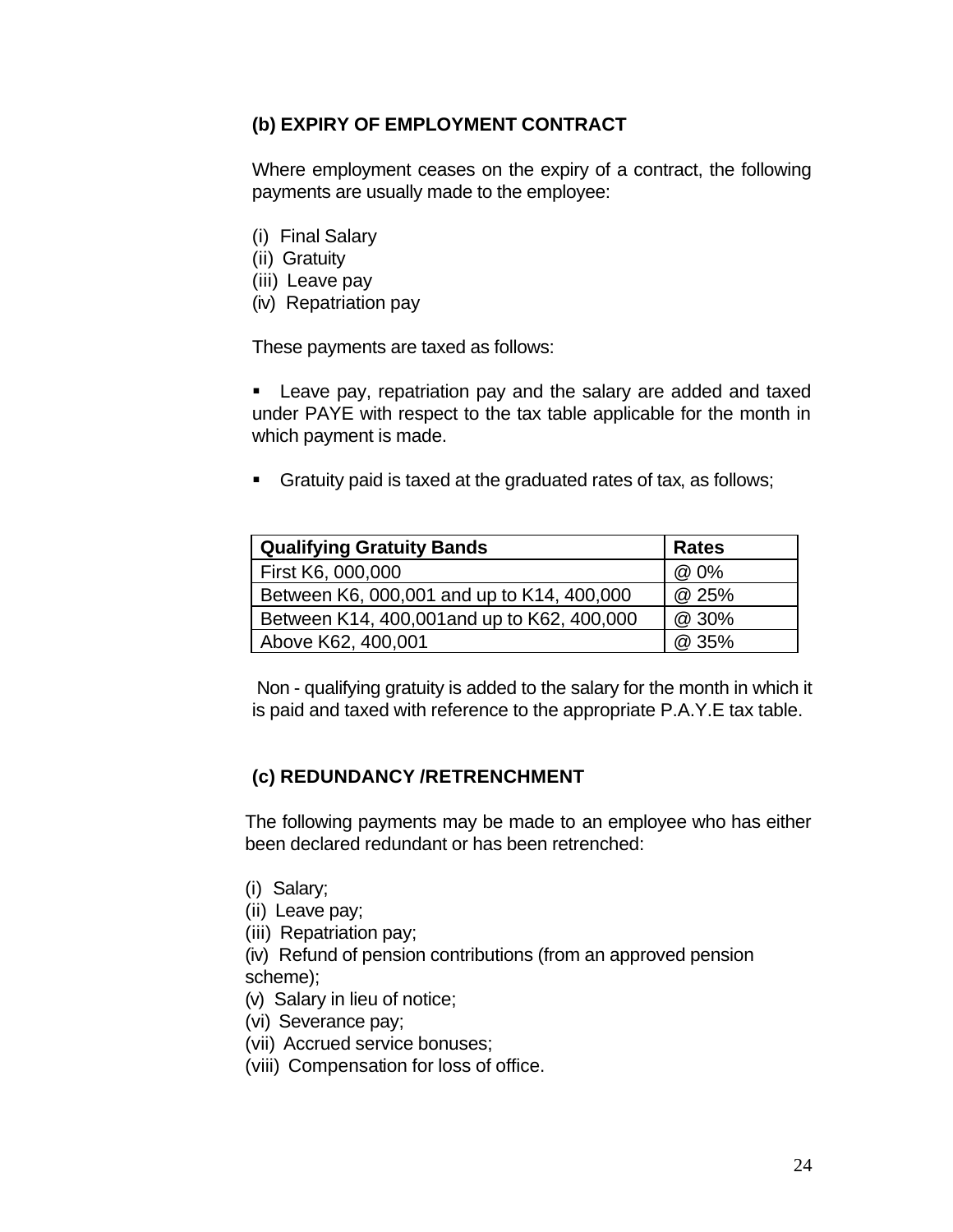### (b) EXPIRY OF EMPLOYMENT CONTRACT

Where employment ceases on the expiry of a contract, the following payments are usually made to the employee:

(i) Final Salary
(ii) Gratuity
(iii) Leave pay
(iv) Repatriation pay

These payments are taxed as follows:

- Leave pay, repatriation pay and the salary are added and taxed under PAYE with respect to the tax table applicable for the month in which payment is made.

- Gratuity paid is taxed at the graduated rates of tax, as follows;

| Qualifying Gratuity Bands | Rates |
|---|---|
| First K6, 000,000 | @ 0% |
| Between K6, 000,001 and up to K14, 400,000 | @ 25% |
| Between K14, 400,001and up to K62, 400,000 | @ 30% |
| Above K62, 400,001 | @ 35% |

Non - qualifying gratuity is added to the salary for the month in which it is paid and taxed with reference to the appropriate P.A.Y.E tax table.

### (c) REDUNDANCY /RETRENCHMENT

The following payments may be made to an employee who has either been declared redundant or has been retrenched:

(i) Salary;
(ii) Leave pay;
(iii) Repatriation pay;
(iv) Refund of pension contributions (from an approved pension scheme);
(v) Salary in lieu of notice;
(vi) Severance pay;
(vii) Accrued service bonuses;
(viii) Compensation for loss of office.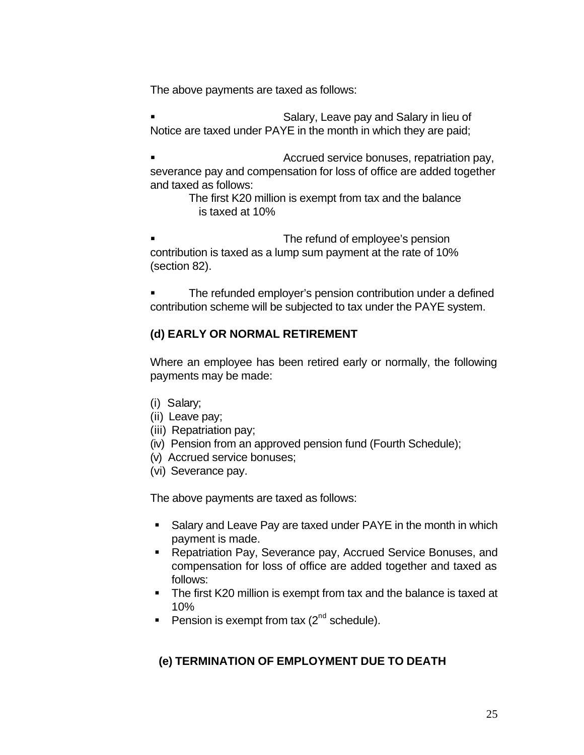The above payments are taxed as follows:

- Salary, Leave pay and Salary in lieu of Notice are taxed under PAYE in the month in which they are paid;

- Accrued service bonuses, repatriation pay, severance pay and compensation for loss of office are added together and taxed as follows:

  The first K20 million is exempt from tax and the balance is taxed at 10%

- The refund of employee's pension contribution is taxed as a lump sum payment at the rate of 10% (section 82).

- The refunded employer's pension contribution under a defined contribution scheme will be subjected to tax under the PAYE system.

### (d) EARLY OR NORMAL RETIREMENT

Where an employee has been retired early or normally, the following payments may be made:

(i) Salary;
(ii) Leave pay;
(iii) Repatriation pay;
(iv) Pension from an approved pension fund (Fourth Schedule);
(v) Accrued service bonuses;
(vi) Severance pay.

The above payments are taxed as follows:

- Salary and Leave Pay are taxed under PAYE in the month in which payment is made.
- Repatriation Pay, Severance pay, Accrued Service Bonuses, and compensation for loss of office are added together and taxed as follows:
- The first K20 million is exempt from tax and the balance is taxed at 10%
- Pension is exempt from tax (2nd schedule).

### (e) TERMINATION OF EMPLOYMENT DUE TO DEATH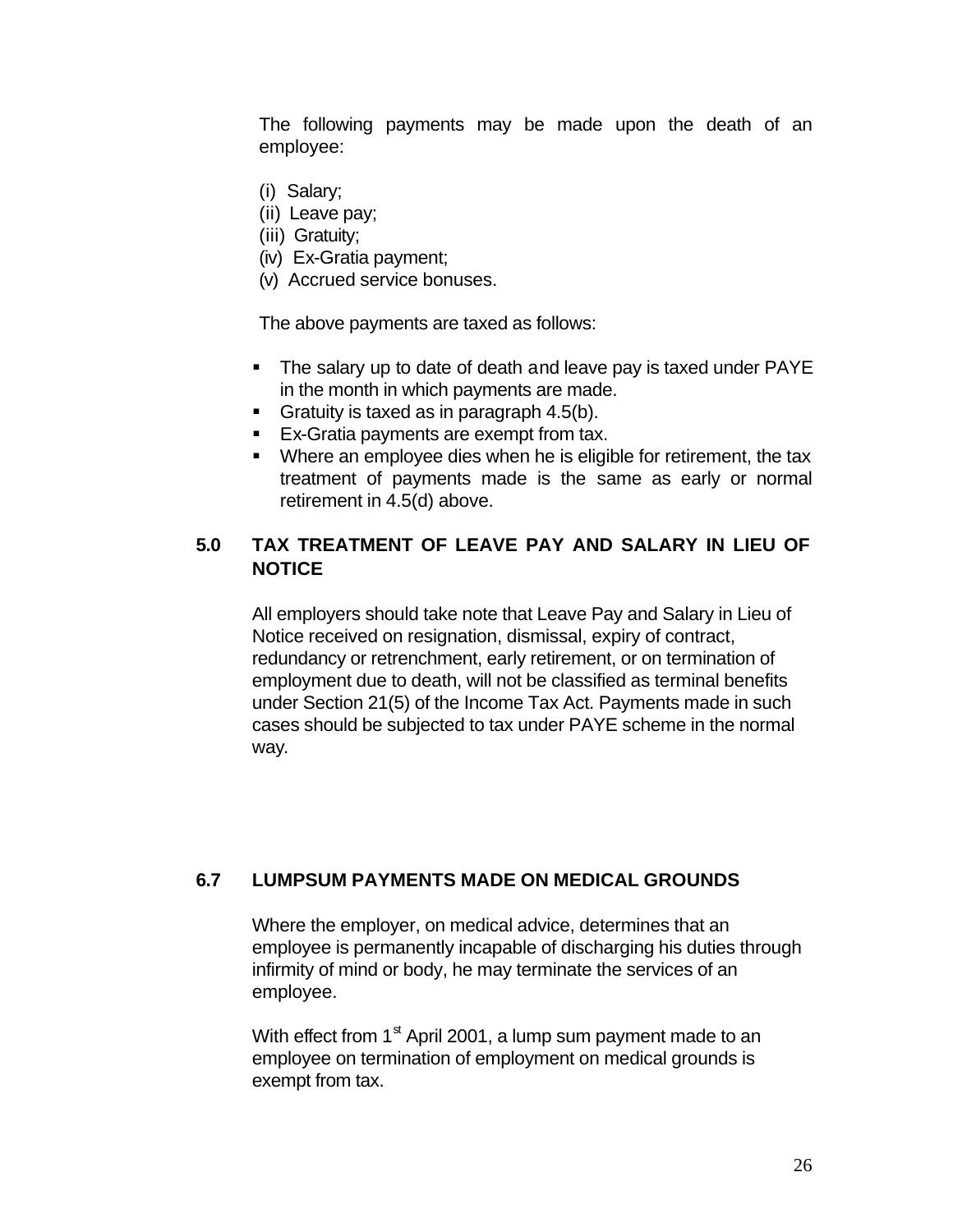The following payments may be made upon the death of an employee:

(i) Salary;
(ii) Leave pay;
(iii) Gratuity;
(iv) Ex-Gratia payment;
(v) Accrued service bonuses.

The above payments are taxed as follows:

- The salary up to date of death and leave pay is taxed under PAYE in the month in which payments are made.
- Gratuity is taxed as in paragraph 4.5(b).
- Ex-Gratia payments are exempt from tax.
- Where an employee dies when he is eligible for retirement, the tax treatment of payments made is the same as early or normal retirement in 4.5(d) above.

## 5.0 TAX TREATMENT OF LEAVE PAY AND SALARY IN LIEU OF NOTICE

All employers should take note that Leave Pay and Salary in Lieu of Notice received on resignation, dismissal, expiry of contract, redundancy or retrenchment, early retirement, or on termination of employment due to death, will not be classified as terminal benefits under Section 21(5) of the Income Tax Act. Payments made in such cases should be subjected to tax under PAYE scheme in the normal way.

## 6.7 LUMPSUM PAYMENTS MADE ON MEDICAL GROUNDS

Where the employer, on medical advice, determines that an employee is permanently incapable of discharging his duties through infirmity of mind or body, he may terminate the services of an employee.

With effect from 1st April 2001, a lump sum payment made to an employee on termination of employment on medical grounds is exempt from tax.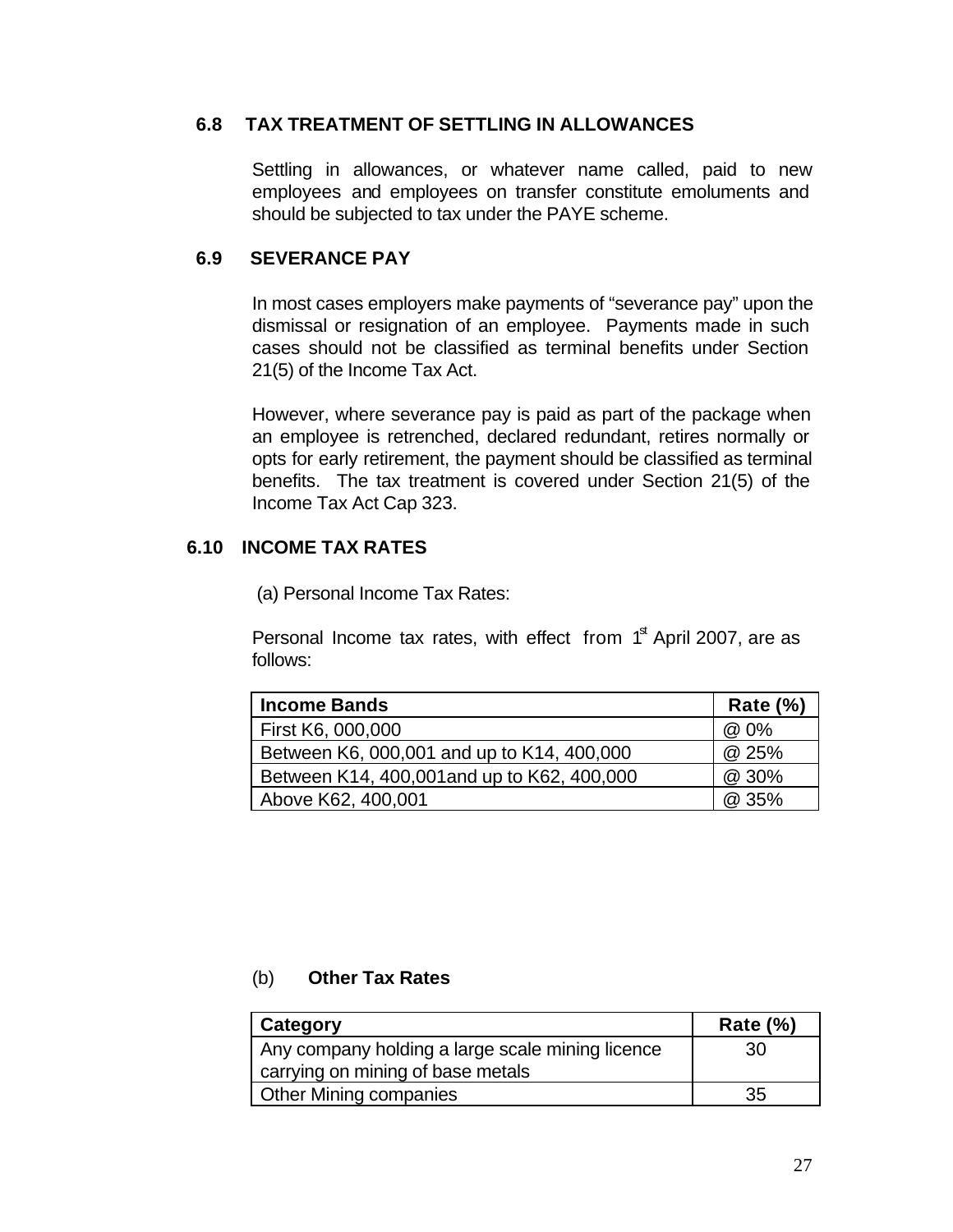### 6.8 TAX TREATMENT OF SETTLING IN ALLOWANCES

Settling in allowances, or whatever name called, paid to new employees and employees on transfer constitute emoluments and should be subjected to tax under the PAYE scheme.

### 6.9 SEVERANCE PAY

In most cases employers make payments of "severance pay" upon the dismissal or resignation of an employee. Payments made in such cases should not be classified as terminal benefits under Section 21(5) of the Income Tax Act.

However, where severance pay is paid as part of the package when an employee is retrenched, declared redundant, retires normally or opts for early retirement, the payment should be classified as terminal benefits. The tax treatment is covered under Section 21(5) of the Income Tax Act Cap 323.

### 6.10 INCOME TAX RATES

(a) Personal Income Tax Rates:

Personal Income tax rates, with effect from 1st April 2007, are as follows:

| Income Bands | Rate (%) |
|---|---|
| First K6, 000,000 | @ 0% |
| Between K6, 000,001 and up to K14, 400,000 | @ 25% |
| Between K14, 400,001and up to K62, 400,000 | @ 30% |
| Above K62, 400,001 | @ 35% |

(b) **Other Tax Rates**

| Category | Rate (%) |
|---|---|
| Any company holding a large scale mining licence carrying on mining of base metals | 30 |
| Other Mining companies | 35 |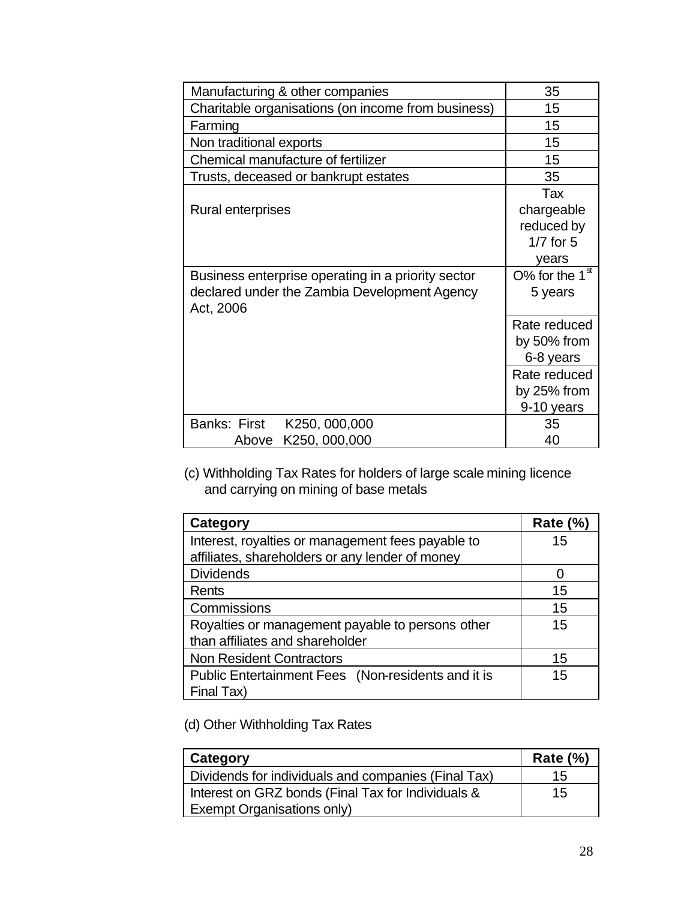| | |
|---|---|
| Manufacturing & other companies | 35 |
| Charitable organisations (on income from business) | 15 |
| Farming | 15 |
| Non traditional exports | 15 |
| Chemical manufacture of fertilizer | 15 |
| Trusts, deceased or bankrupt estates | 35 |
| Rural enterprises | Tax chargeable reduced by 1/7 for 5 years |
| Business enterprise operating in a priority sector declared under the Zambia Development Agency Act, 2006 | O% for the 1st 5 years |
| | Rate reduced by 50% from 6-8 years |
| | Rate reduced by 25% from 9-10 years |
| Banks: First K250, 000,000<br>Above K250, 000,000 | 35<br>40 |

(c) Withholding Tax Rates for holders of large scale mining licence and carrying on mining of base metals

| Category | Rate (%) |
|---|---|
| Interest, royalties or management fees payable to affiliates, shareholders or any lender of money | 15 |
| Dividends | 0 |
| Rents | 15 |
| Commissions | 15 |
| Royalties or management payable to persons other than affiliates and shareholder | 15 |
| Non Resident Contractors | 15 |
| Public Entertainment Fees (Non-residents and it is Final Tax) | 15 |

(d) Other Withholding Tax Rates

| Category | Rate (%) |
|---|---|
| Dividends for individuals and companies (Final Tax) | 15 |
| Interest on GRZ bonds (Final Tax for Individuals & Exempt Organisations only) | 15 |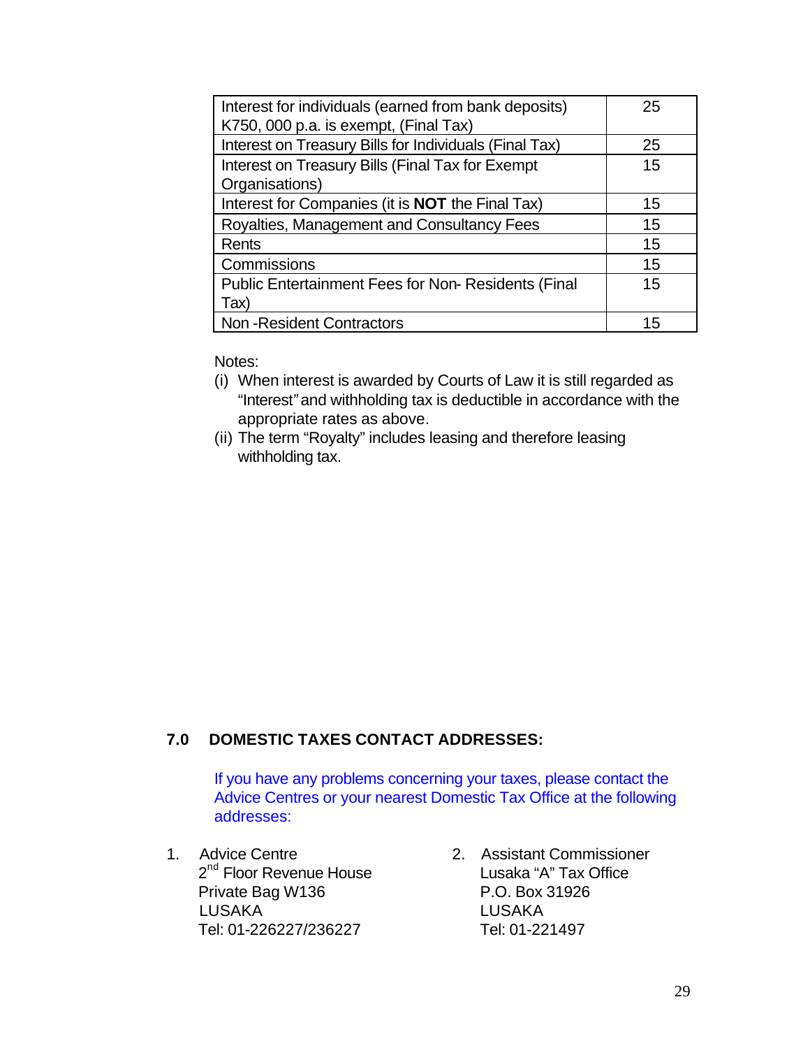| | |
|---|---|
| Interest for individuals (earned from bank deposits) K750, 000 p.a. is exempt, (Final Tax) | 25 |
| Interest on Treasury Bills for Individuals (Final Tax) | 25 |
| Interest on Treasury Bills (Final Tax for Exempt Organisations) | 15 |
| Interest for Companies (it is **NOT** the Final Tax) | 15 |
| Royalties, Management and Consultancy Fees | 15 |
| Rents | 15 |
| Commissions | 15 |
| Public Entertainment Fees for Non- Residents (Final Tax) | 15 |
| Non -Resident Contractors | 15 |

Notes:

(i) When interest is awarded by Courts of Law it is still regarded as "Interest" and withholding tax is deductible in accordance with the appropriate rates as above.

(ii) The term "Royalty" includes leasing and therefore leasing withholding tax.

## 7.0 DOMESTIC TAXES CONTACT ADDRESSES:

If you have any problems concerning your taxes, please contact the Advice Centres or your nearest Domestic Tax Office at the following addresses:

1. Advice Centre
   2nd Floor Revenue House
   Private Bag W136
   LUSAKA
   Tel: 01-226227/236227

2. Assistant Commissioner
   Lusaka "A" Tax Office
   P.O. Box 31926
   LUSAKA
   Tel: 01-221497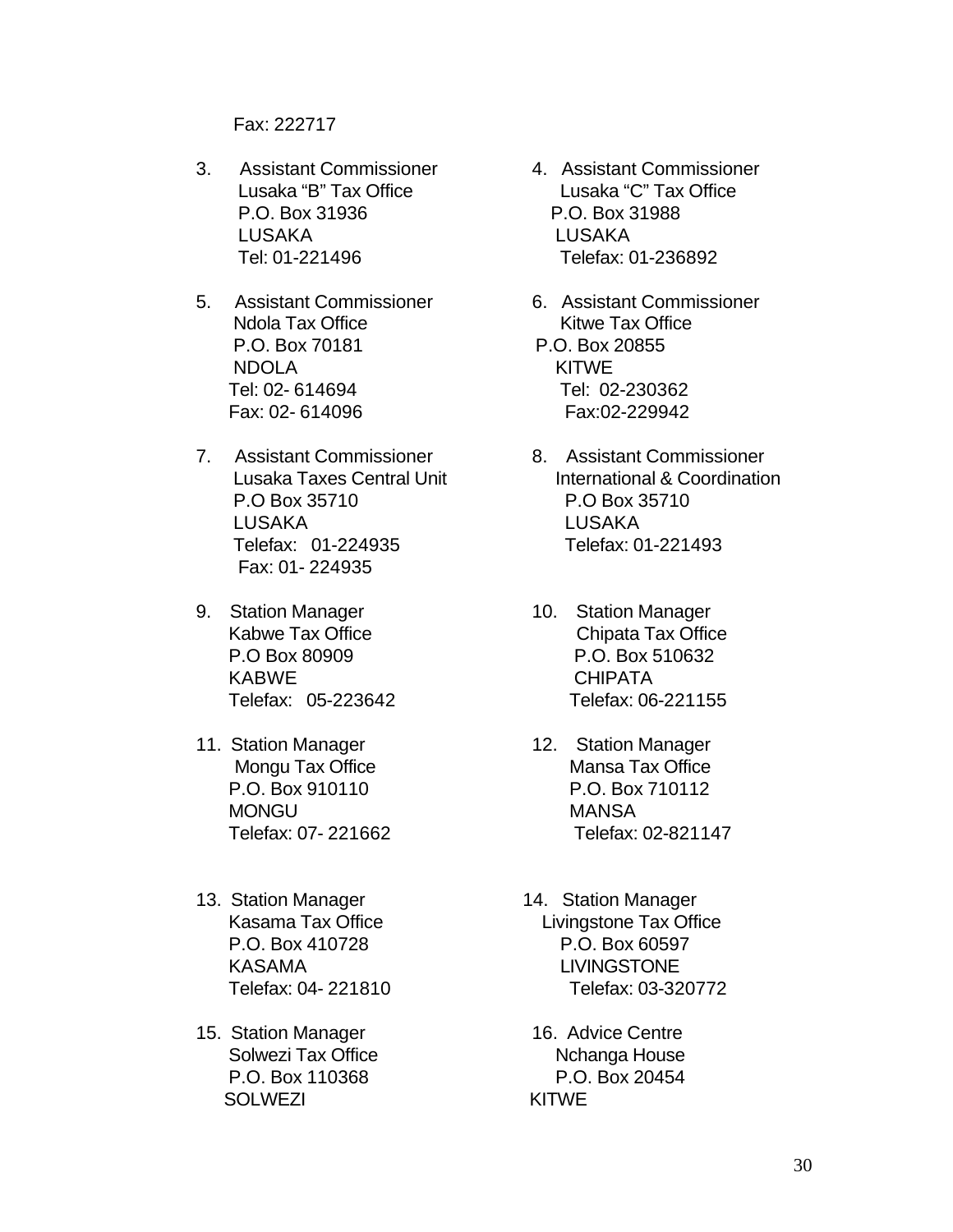Fax: 222717

3. Assistant Commissioner
   Lusaka "B" Tax Office
   P.O. Box 31936
   LUSAKA
   Tel: 01-221496

4. Assistant Commissioner
   Lusaka "C" Tax Office
   P.O. Box 31988
   LUSAKA
   Telefax: 01-236892

5. Assistant Commissioner
   Ndola Tax Office
   P.O. Box 70181
   NDOLA
   Tel: 02- 614694
   Fax: 02- 614096

6. Assistant Commissioner
   Kitwe Tax Office
   P.O. Box 20855
   KITWE
   Tel: 02-230362
   Fax:02-229942

7. Assistant Commissioner
   Lusaka Taxes Central Unit
   P.O Box 35710
   LUSAKA
   Telefax: 01-224935
   Fax: 01- 224935

8. Assistant Commissioner
   International & Coordination
   P.O Box 35710
   LUSAKA
   Telefax: 01-221493

9. Station Manager
   Kabwe Tax Office
   P.O Box 80909
   KABWE
   Telefax: 05-223642

10. Station Manager
    Chipata Tax Office
    P.O. Box 510632
    CHIPATA
    Telefax: 06-221155

11. Station Manager
    Mongu Tax Office
    P.O. Box 910110
    MONGU
    Telefax: 07- 221662

12. Station Manager
    Mansa Tax Office
    P.O. Box 710112
    MANSA
    Telefax: 02-821147

13. Station Manager
    Kasama Tax Office
    P.O. Box 410728
    KASAMA
    Telefax: 04- 221810

14. Station Manager
    Livingstone Tax Office
    P.O. Box 60597
    LIVINGSTONE
    Telefax: 03-320772

15. Station Manager
    Solwezi Tax Office
    P.O. Box 110368
    SOLWEZI

16. Advice Centre
    Nchanga House
    P.O. Box 20454
    KITWE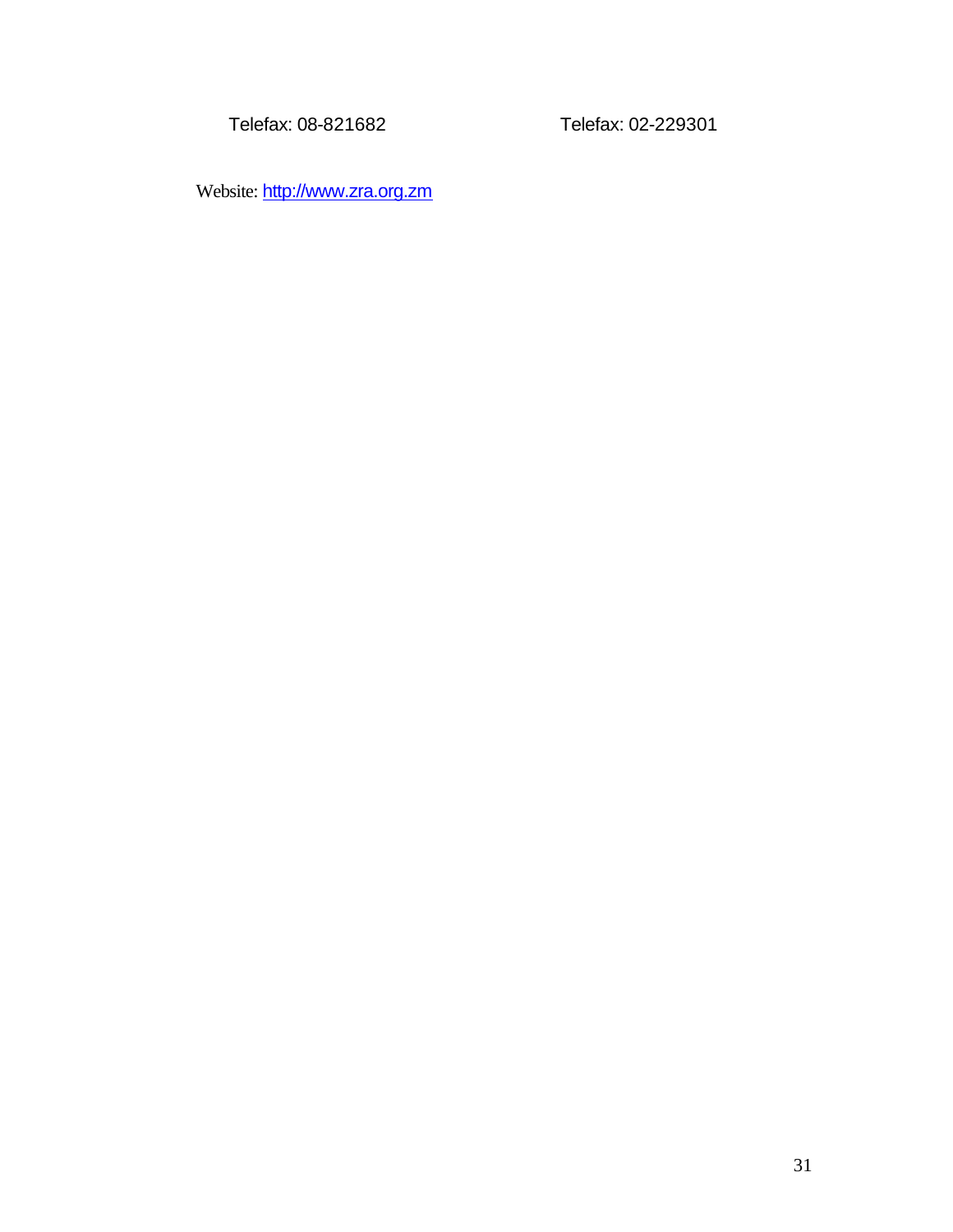Telefax: 08-821682 Telefax: 02-229301

Website: http://www.zra.org.zm